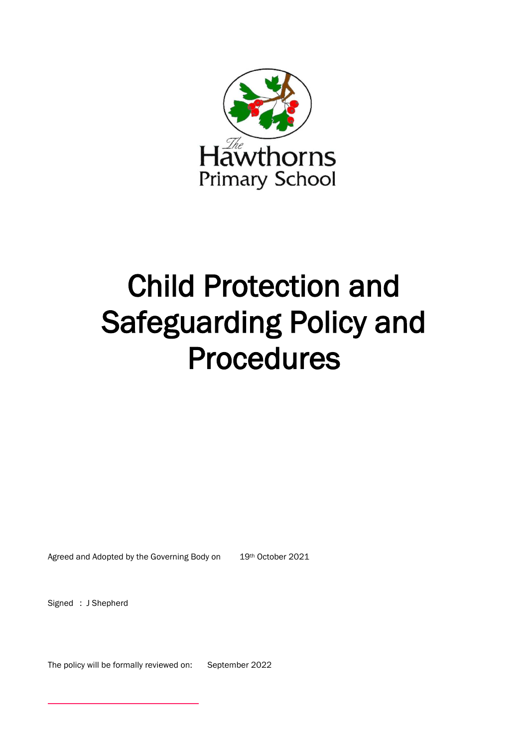The Hawthorns Primary School

# Child Protection and Safeguarding Policy and Procedures

Agreed and Adopted by the Governing Body on 19th October 2021

Signed : J Shepherd

The policy will be formally reviewed on: September 2022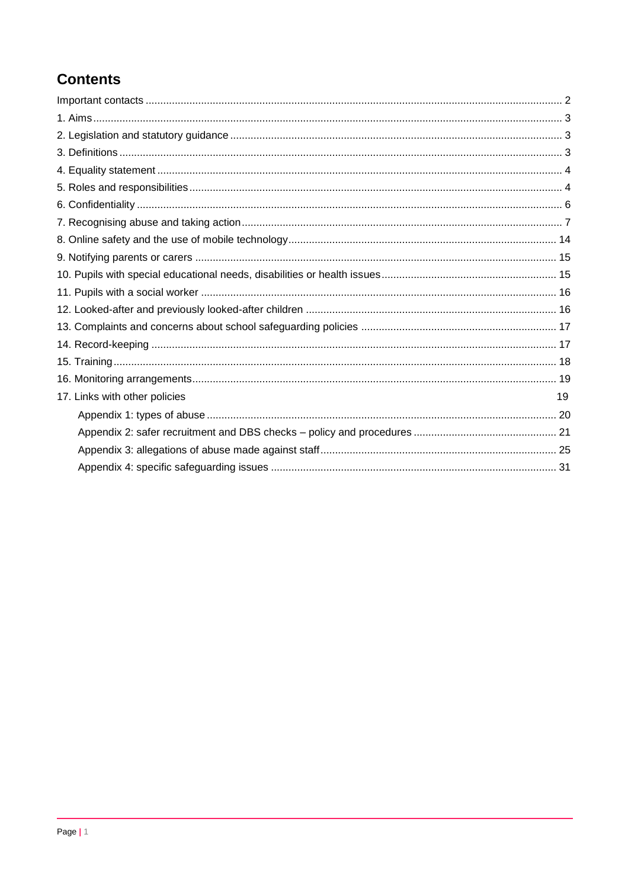# Contents

Important contacts .......... 2

1. Aims .......... 3

2. Legislation and statutory guidance .......... 3

3. Definitions .......... 3

4. Equality statement .......... 4

5. Roles and responsibilities .......... 4

6. Confidentiality .......... 6

7. Recognising abuse and taking action .......... 7

8. Online safety and the use of mobile technology .......... 14

9. Notifying parents or carers .......... 15

10. Pupils with special educational needs, disabilities or health issues .......... 15

11. Pupils with a social worker .......... 16

12. Looked-after and previously looked-after children .......... 16

13. Complaints and concerns about school safeguarding policies .......... 17

14. Record-keeping .......... 17

15. Training .......... 18

16. Monitoring arrangements .......... 19

17. Links with other policies 19

- Appendix 1: types of abuse .......... 20
- Appendix 2: safer recruitment and DBS checks – policy and procedures .......... 21
- Appendix 3: allegations of abuse made against staff .......... 25
- Appendix 4: specific safeguarding issues .......... 31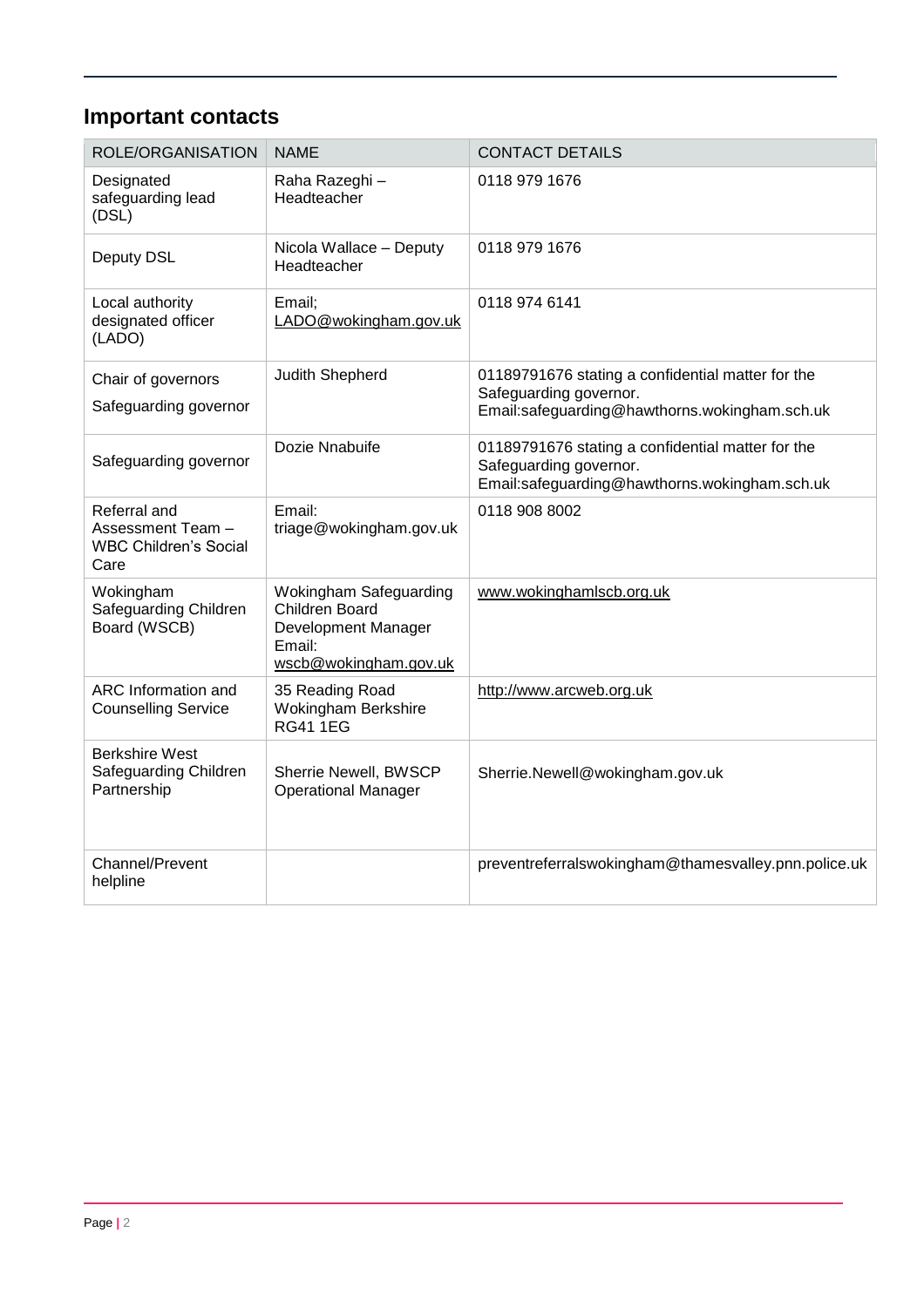## Important contacts

| ROLE/ORGANISATION | NAME | CONTACT DETAILS |
| --- | --- | --- |
| Designated safeguarding lead (DSL) | Raha Razeghi – Headteacher | 0118 979 1676 |
| Deputy DSL | Nicola Wallace – Deputy Headteacher | 0118 979 1676 |
| Local authority designated officer (LADO) | Email; LADO@wokingham.gov.uk | 0118 974 6141 |
| Chair of governors<br>Safeguarding governor | Judith Shepherd | 01189791676 stating a confidential matter for the Safeguarding governor.<br>Email:safeguarding@hawthorns.wokingham.sch.uk |
| Safeguarding governor | Dozie Nnabuife | 01189791676 stating a confidential matter for the Safeguarding governor.<br>Email:safeguarding@hawthorns.wokingham.sch.uk |
| Referral and Assessment Team – WBC Children's Social Care | Email: triage@wokingham.gov.uk | 0118 908 8002 |
| Wokingham Safeguarding Children Board (WSCB) | Wokingham Safeguarding Children Board Development Manager Email: wscb@wokingham.gov.uk | www.wokinghamlscb.org.uk |
| ARC Information and Counselling Service | 35 Reading Road Wokingham Berkshire RG41 1EG | http://www.arcweb.org.uk |
| Berkshire West Safeguarding Children Partnership | Sherrie Newell, BWSCP Operational Manager | Sherrie.Newell@wokingham.gov.uk |
| Channel/Prevent helpline | | preventreferralswokingham@thamesvalley.pnn.police.uk |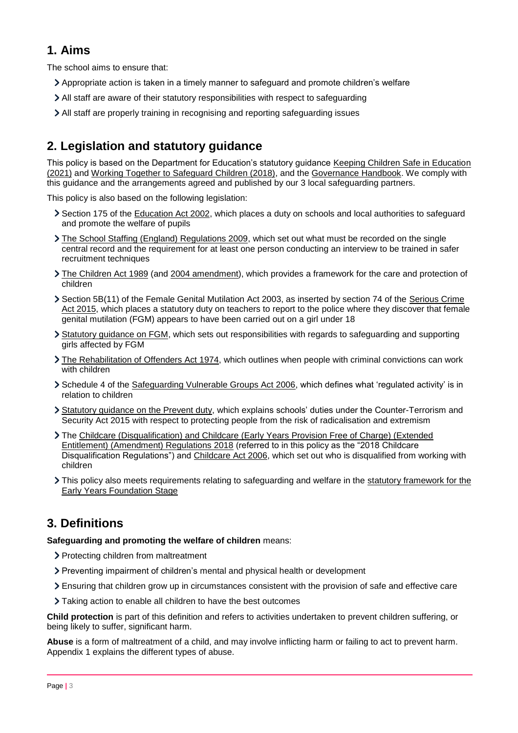## 1. Aims

The school aims to ensure that:

- Appropriate action is taken in a timely manner to safeguard and promote children's welfare
- All staff are aware of their statutory responsibilities with respect to safeguarding
- All staff are properly training in recognising and reporting safeguarding issues

## 2. Legislation and statutory guidance

This policy is based on the Department for Education's statutory guidance Keeping Children Safe in Education (2021) and Working Together to Safeguard Children (2018), and the Governance Handbook. We comply with this guidance and the arrangements agreed and published by our 3 local safeguarding partners.

This policy is also based on the following legislation:

- Section 175 of the Education Act 2002, which places a duty on schools and local authorities to safeguard and promote the welfare of pupils
- The School Staffing (England) Regulations 2009, which set out what must be recorded on the single central record and the requirement for at least one person conducting an interview to be trained in safer recruitment techniques
- The Children Act 1989 (and 2004 amendment), which provides a framework for the care and protection of children
- Section 5B(11) of the Female Genital Mutilation Act 2003, as inserted by section 74 of the Serious Crime Act 2015, which places a statutory duty on teachers to report to the police where they discover that female genital mutilation (FGM) appears to have been carried out on a girl under 18
- Statutory guidance on FGM, which sets out responsibilities with regards to safeguarding and supporting girls affected by FGM
- The Rehabilitation of Offenders Act 1974, which outlines when people with criminal convictions can work with children
- Schedule 4 of the Safeguarding Vulnerable Groups Act 2006, which defines what 'regulated activity' is in relation to children
- Statutory guidance on the Prevent duty, which explains schools' duties under the Counter-Terrorism and Security Act 2015 with respect to protecting people from the risk of radicalisation and extremism
- The Childcare (Disqualification) and Childcare (Early Years Provision Free of Charge) (Extended Entitlement) (Amendment) Regulations 2018 (referred to in this policy as the "2018 Childcare Disqualification Regulations") and Childcare Act 2006, which set out who is disqualified from working with children
- This policy also meets requirements relating to safeguarding and welfare in the statutory framework for the Early Years Foundation Stage

## 3. Definitions

**Safeguarding and promoting the welfare of children** means:

- Protecting children from maltreatment
- Preventing impairment of children's mental and physical health or development
- Ensuring that children grow up in circumstances consistent with the provision of safe and effective care
- Taking action to enable all children to have the best outcomes

**Child protection** is part of this definition and refers to activities undertaken to prevent children suffering, or being likely to suffer, significant harm.

**Abuse** is a form of maltreatment of a child, and may involve inflicting harm or failing to act to prevent harm. Appendix 1 explains the different types of abuse.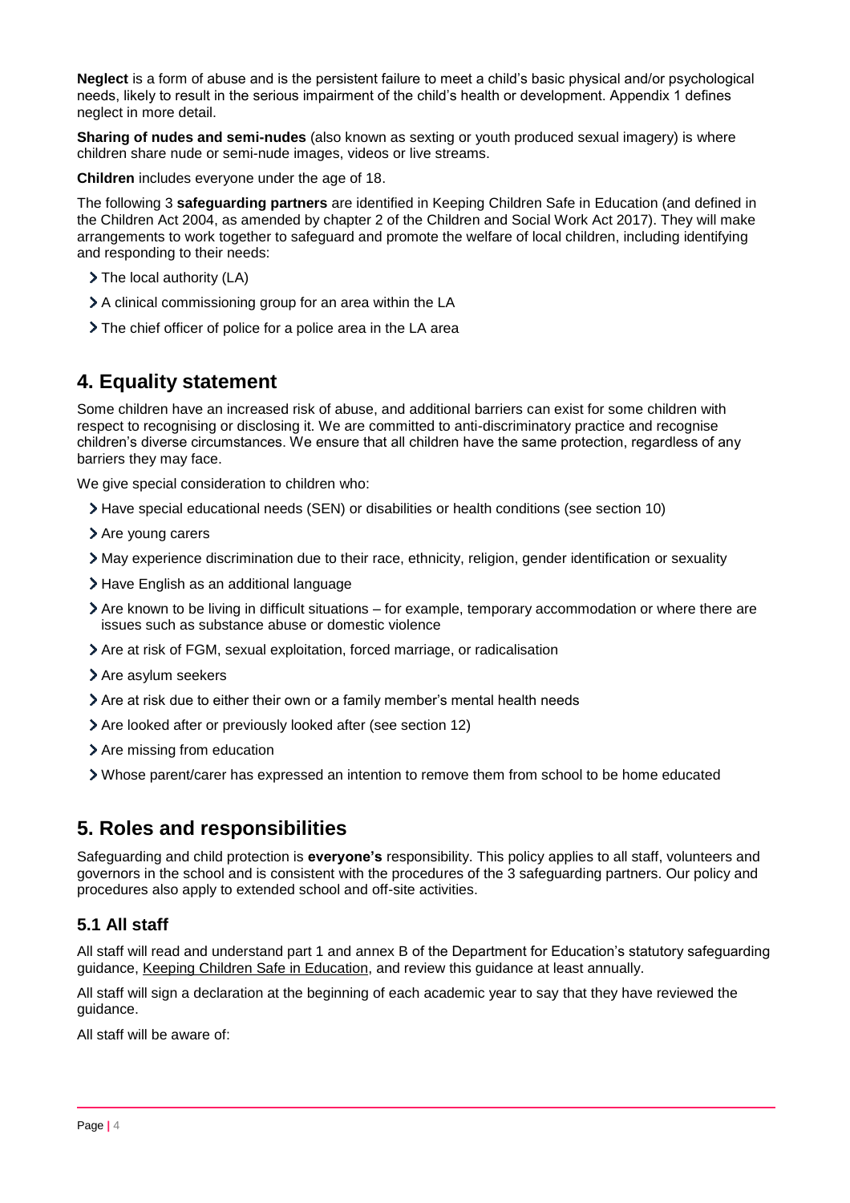**Neglect** is a form of abuse and is the persistent failure to meet a child's basic physical and/or psychological needs, likely to result in the serious impairment of the child's health or development. Appendix 1 defines neglect in more detail.

**Sharing of nudes and semi-nudes** (also known as sexting or youth produced sexual imagery) is where children share nude or semi-nude images, videos or live streams.

**Children** includes everyone under the age of 18.

The following 3 **safeguarding partners** are identified in Keeping Children Safe in Education (and defined in the Children Act 2004, as amended by chapter 2 of the Children and Social Work Act 2017). They will make arrangements to work together to safeguard and promote the welfare of local children, including identifying and responding to their needs:

- The local authority (LA)
- A clinical commissioning group for an area within the LA
- The chief officer of police for a police area in the LA area

## 4. Equality statement

Some children have an increased risk of abuse, and additional barriers can exist for some children with respect to recognising or disclosing it. We are committed to anti-discriminatory practice and recognise children's diverse circumstances. We ensure that all children have the same protection, regardless of any barriers they may face.

We give special consideration to children who:

- Have special educational needs (SEN) or disabilities or health conditions (see section 10)
- Are young carers
- May experience discrimination due to their race, ethnicity, religion, gender identification or sexuality
- Have English as an additional language
- Are known to be living in difficult situations – for example, temporary accommodation or where there are issues such as substance abuse or domestic violence
- Are at risk of FGM, sexual exploitation, forced marriage, or radicalisation
- Are asylum seekers
- Are at risk due to either their own or a family member's mental health needs
- Are looked after or previously looked after (see section 12)
- Are missing from education
- Whose parent/carer has expressed an intention to remove them from school to be home educated

## 5. Roles and responsibilities

Safeguarding and child protection is **everyone's** responsibility. This policy applies to all staff, volunteers and governors in the school and is consistent with the procedures of the 3 safeguarding partners. Our policy and procedures also apply to extended school and off-site activities.

### 5.1 All staff

All staff will read and understand part 1 and annex B of the Department for Education's statutory safeguarding guidance, Keeping Children Safe in Education, and review this guidance at least annually.

All staff will sign a declaration at the beginning of each academic year to say that they have reviewed the guidance.

All staff will be aware of: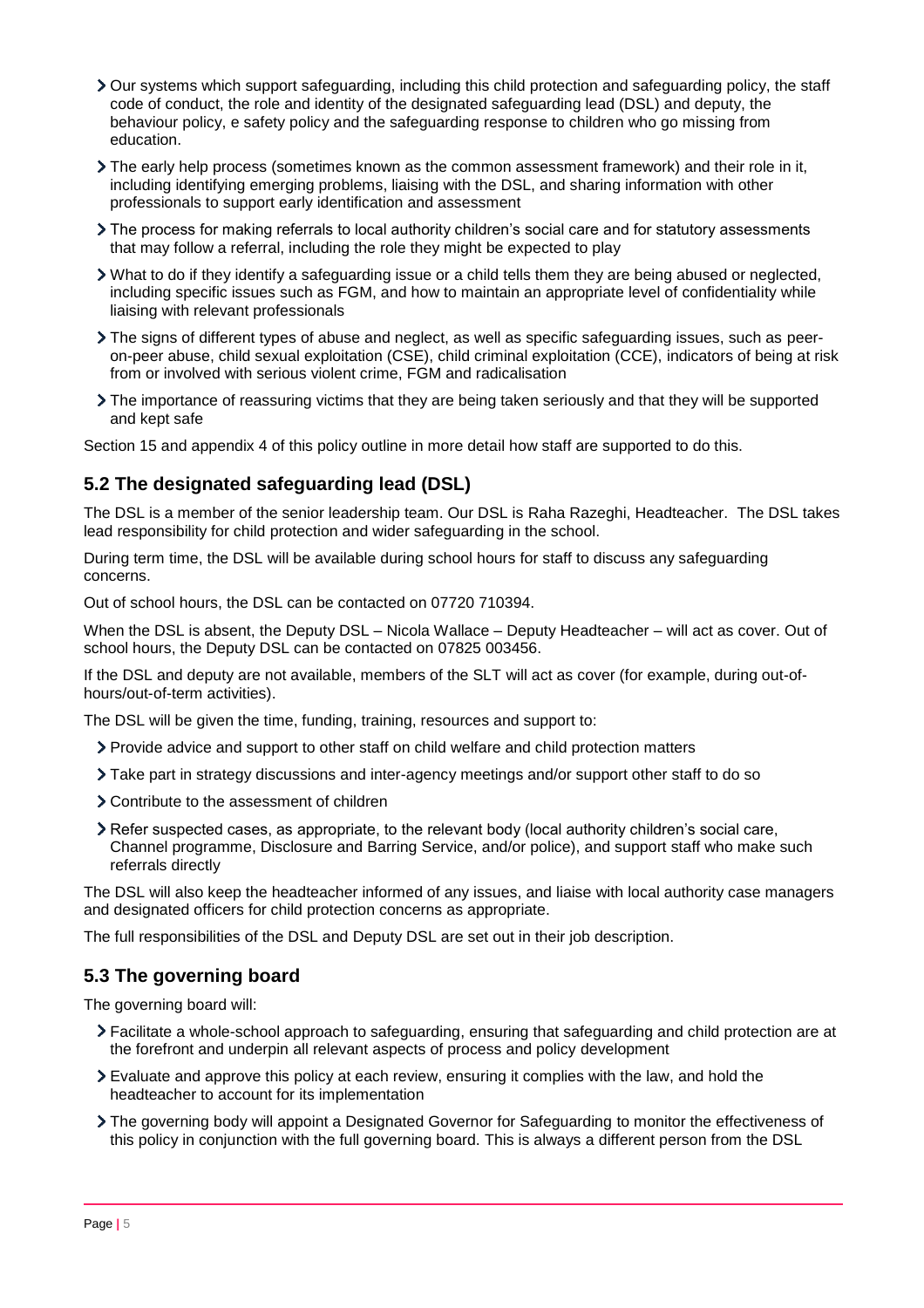- Our systems which support safeguarding, including this child protection and safeguarding policy, the staff code of conduct, the role and identity of the designated safeguarding lead (DSL) and deputy, the behaviour policy, e safety policy and the safeguarding response to children who go missing from education.
- The early help process (sometimes known as the common assessment framework) and their role in it, including identifying emerging problems, liaising with the DSL, and sharing information with other professionals to support early identification and assessment
- The process for making referrals to local authority children's social care and for statutory assessments that may follow a referral, including the role they might be expected to play
- What to do if they identify a safeguarding issue or a child tells them they are being abused or neglected, including specific issues such as FGM, and how to maintain an appropriate level of confidentiality while liaising with relevant professionals
- The signs of different types of abuse and neglect, as well as specific safeguarding issues, such as peer-on-peer abuse, child sexual exploitation (CSE), child criminal exploitation (CCE), indicators of being at risk from or involved with serious violent crime, FGM and radicalisation
- The importance of reassuring victims that they are being taken seriously and that they will be supported and kept safe

Section 15 and appendix 4 of this policy outline in more detail how staff are supported to do this.

## 5.2 The designated safeguarding lead (DSL)

The DSL is a member of the senior leadership team. Our DSL is Raha Razeghi, Headteacher. The DSL takes lead responsibility for child protection and wider safeguarding in the school.

During term time, the DSL will be available during school hours for staff to discuss any safeguarding concerns.

Out of school hours, the DSL can be contacted on 07720 710394.

When the DSL is absent, the Deputy DSL – Nicola Wallace – Deputy Headteacher – will act as cover. Out of school hours, the Deputy DSL can be contacted on 07825 003456.

If the DSL and deputy are not available, members of the SLT will act as cover (for example, during out-of-hours/out-of-term activities).

The DSL will be given the time, funding, training, resources and support to:

- Provide advice and support to other staff on child welfare and child protection matters
- Take part in strategy discussions and inter-agency meetings and/or support other staff to do so
- Contribute to the assessment of children
- Refer suspected cases, as appropriate, to the relevant body (local authority children's social care, Channel programme, Disclosure and Barring Service, and/or police), and support staff who make such referrals directly

The DSL will also keep the headteacher informed of any issues, and liaise with local authority case managers and designated officers for child protection concerns as appropriate.

The full responsibilities of the DSL and Deputy DSL are set out in their job description.

## 5.3 The governing board

The governing board will:

- Facilitate a whole-school approach to safeguarding, ensuring that safeguarding and child protection are at the forefront and underpin all relevant aspects of process and policy development
- Evaluate and approve this policy at each review, ensuring it complies with the law, and hold the headteacher to account for its implementation
- The governing body will appoint a Designated Governor for Safeguarding to monitor the effectiveness of this policy in conjunction with the full governing board. This is always a different person from the DSL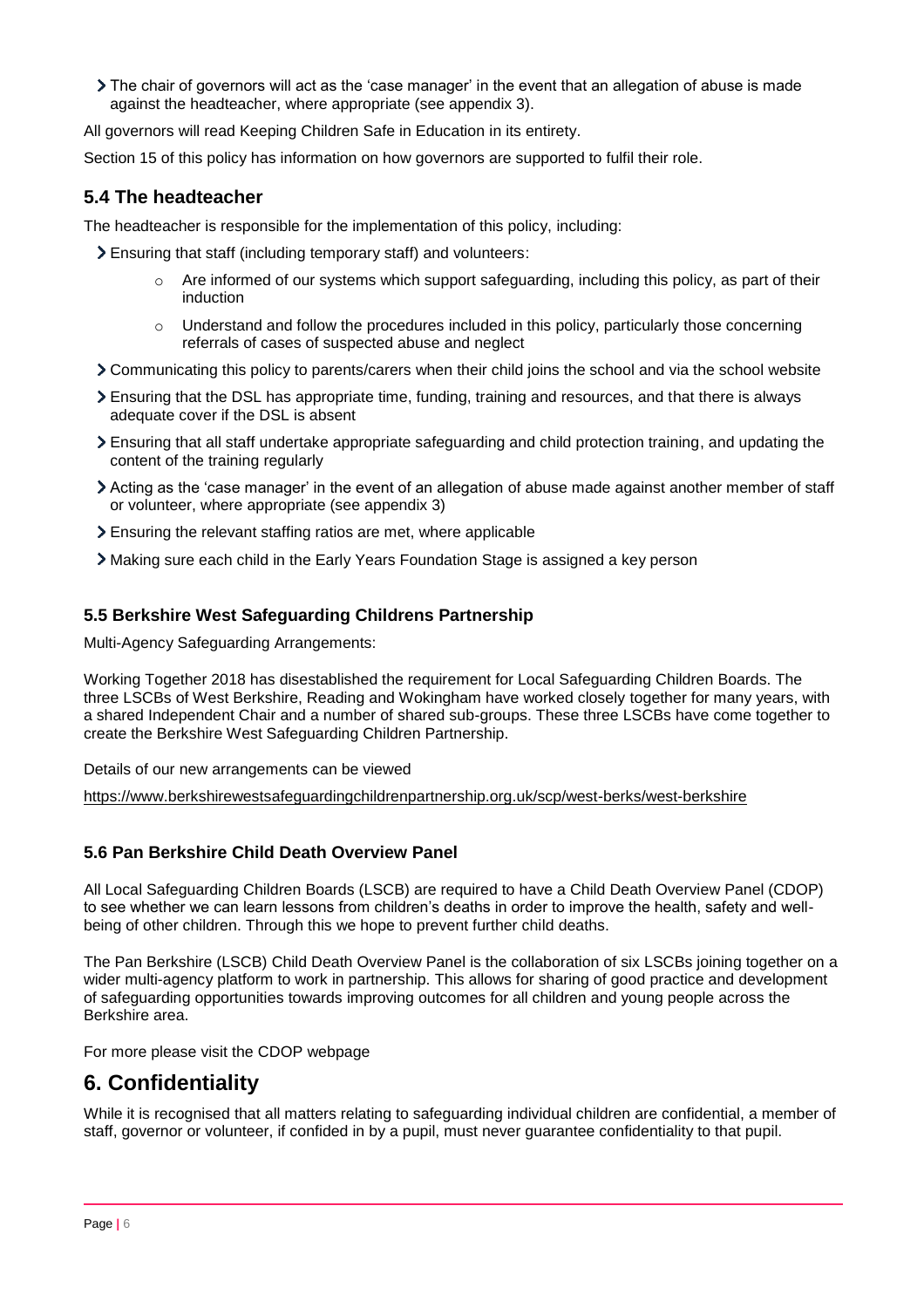- The chair of governors will act as the 'case manager' in the event that an allegation of abuse is made against the headteacher, where appropriate (see appendix 3).

All governors will read Keeping Children Safe in Education in its entirety.

Section 15 of this policy has information on how governors are supported to fulfil their role.

## 5.4 The headteacher

The headteacher is responsible for the implementation of this policy, including:

- Ensuring that staff (including temporary staff) and volunteers:
  - Are informed of our systems which support safeguarding, including this policy, as part of their induction
  - Understand and follow the procedures included in this policy, particularly those concerning referrals of cases of suspected abuse and neglect
- Communicating this policy to parents/carers when their child joins the school and via the school website
- Ensuring that the DSL has appropriate time, funding, training and resources, and that there is always adequate cover if the DSL is absent
- Ensuring that all staff undertake appropriate safeguarding and child protection training, and updating the content of the training regularly
- Acting as the 'case manager' in the event of an allegation of abuse made against another member of staff or volunteer, where appropriate (see appendix 3)
- Ensuring the relevant staffing ratios are met, where applicable
- Making sure each child in the Early Years Foundation Stage is assigned a key person

### 5.5 Berkshire West Safeguarding Childrens Partnership

Multi-Agency Safeguarding Arrangements:

Working Together 2018 has disestablished the requirement for Local Safeguarding Children Boards. The three LSCBs of West Berkshire, Reading and Wokingham have worked closely together for many years, with a shared Independent Chair and a number of shared sub-groups. These three LSCBs have come together to create the Berkshire West Safeguarding Children Partnership.

Details of our new arrangements can be viewed

https://www.berkshirewestsafeguardingchildrenpartnership.org.uk/scp/west-berks/west-berkshire

### 5.6 Pan Berkshire Child Death Overview Panel

All Local Safeguarding Children Boards (LSCB) are required to have a Child Death Overview Panel (CDOP) to see whether we can learn lessons from children's deaths in order to improve the health, safety and well-being of other children. Through this we hope to prevent further child deaths.

The Pan Berkshire (LSCB) Child Death Overview Panel is the collaboration of six LSCBs joining together on a wider multi-agency platform to work in partnership. This allows for sharing of good practice and development of safeguarding opportunities towards improving outcomes for all children and young people across the Berkshire area.

For more please visit the CDOP webpage

# 6. Confidentiality

While it is recognised that all matters relating to safeguarding individual children are confidential, a member of staff, governor or volunteer, if confided in by a pupil, must never guarantee confidentiality to that pupil.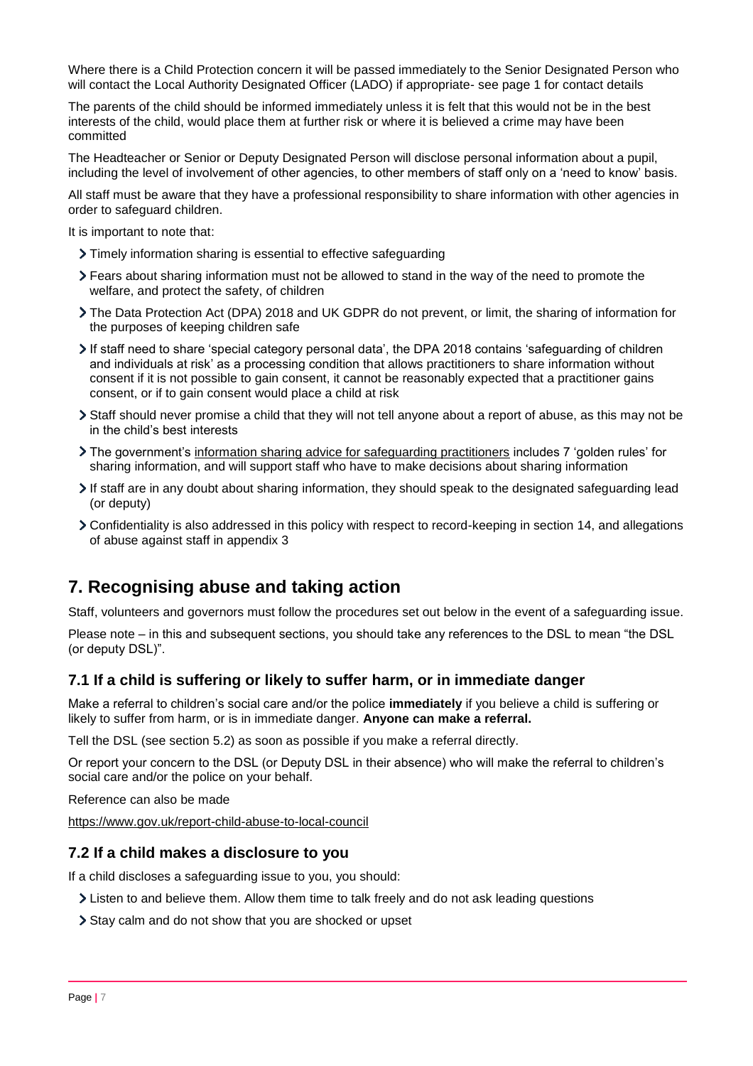Where there is a Child Protection concern it will be passed immediately to the Senior Designated Person who will contact the Local Authority Designated Officer (LADO) if appropriate- see page 1 for contact details

The parents of the child should be informed immediately unless it is felt that this would not be in the best interests of the child, would place them at further risk or where it is believed a crime may have been committed

The Headteacher or Senior or Deputy Designated Person will disclose personal information about a pupil, including the level of involvement of other agencies, to other members of staff only on a 'need to know' basis.

All staff must be aware that they have a professional responsibility to share information with other agencies in order to safeguard children.

It is important to note that:

- Timely information sharing is essential to effective safeguarding
- Fears about sharing information must not be allowed to stand in the way of the need to promote the welfare, and protect the safety, of children
- The Data Protection Act (DPA) 2018 and UK GDPR do not prevent, or limit, the sharing of information for the purposes of keeping children safe
- If staff need to share 'special category personal data', the DPA 2018 contains 'safeguarding of children and individuals at risk' as a processing condition that allows practitioners to share information without consent if it is not possible to gain consent, it cannot be reasonably expected that a practitioner gains consent, or if to gain consent would place a child at risk
- Staff should never promise a child that they will not tell anyone about a report of abuse, as this may not be in the child's best interests
- The government's information sharing advice for safeguarding practitioners includes 7 'golden rules' for sharing information, and will support staff who have to make decisions about sharing information
- If staff are in any doubt about sharing information, they should speak to the designated safeguarding lead (or deputy)
- Confidentiality is also addressed in this policy with respect to record-keeping in section 14, and allegations of abuse against staff in appendix 3

## 7. Recognising abuse and taking action

Staff, volunteers and governors must follow the procedures set out below in the event of a safeguarding issue.

Please note – in this and subsequent sections, you should take any references to the DSL to mean "the DSL (or deputy DSL)".

### 7.1 If a child is suffering or likely to suffer harm, or in immediate danger

Make a referral to children's social care and/or the police **immediately** if you believe a child is suffering or likely to suffer from harm, or is in immediate danger. **Anyone can make a referral.**

Tell the DSL (see section 5.2) as soon as possible if you make a referral directly.

Or report your concern to the DSL (or Deputy DSL in their absence) who will make the referral to children's social care and/or the police on your behalf.

Reference can also be made

https://www.gov.uk/report-child-abuse-to-local-council

### 7.2 If a child makes a disclosure to you

If a child discloses a safeguarding issue to you, you should:

- Listen to and believe them. Allow them time to talk freely and do not ask leading questions
- Stay calm and do not show that you are shocked or upset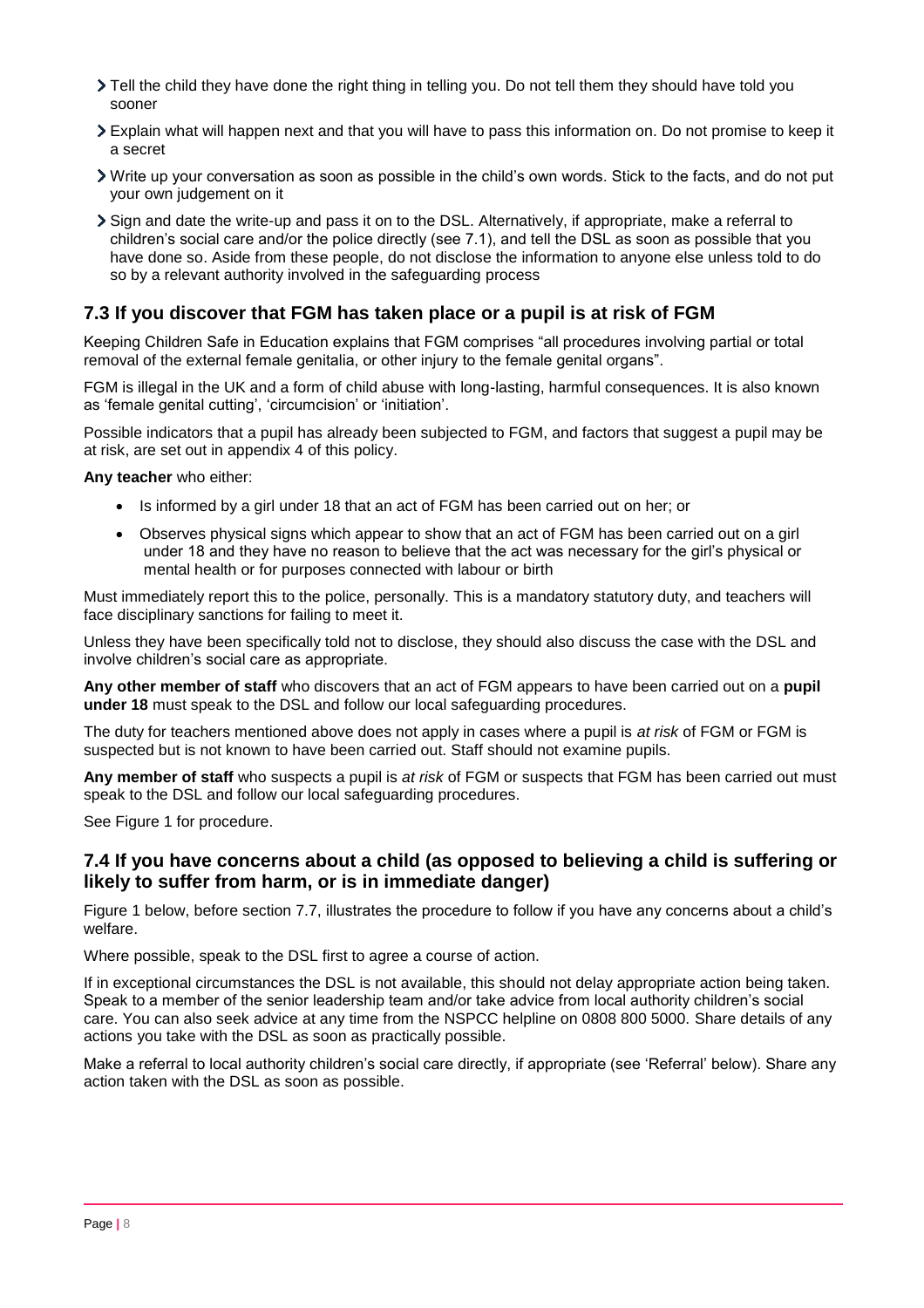- Tell the child they have done the right thing in telling you. Do not tell them they should have told you sooner
- Explain what will happen next and that you will have to pass this information on. Do not promise to keep it a secret
- Write up your conversation as soon as possible in the child's own words. Stick to the facts, and do not put your own judgement on it
- Sign and date the write-up and pass it on to the DSL. Alternatively, if appropriate, make a referral to children's social care and/or the police directly (see 7.1), and tell the DSL as soon as possible that you have done so. Aside from these people, do not disclose the information to anyone else unless told to do so by a relevant authority involved in the safeguarding process

### 7.3 If you discover that FGM has taken place or a pupil is at risk of FGM

Keeping Children Safe in Education explains that FGM comprises "all procedures involving partial or total removal of the external female genitalia, or other injury to the female genital organs".

FGM is illegal in the UK and a form of child abuse with long-lasting, harmful consequences. It is also known as 'female genital cutting', 'circumcision' or 'initiation'.

Possible indicators that a pupil has already been subjected to FGM, and factors that suggest a pupil may be at risk, are set out in appendix 4 of this policy.

**Any teacher** who either:

- Is informed by a girl under 18 that an act of FGM has been carried out on her; or
- Observes physical signs which appear to show that an act of FGM has been carried out on a girl under 18 and they have no reason to believe that the act was necessary for the girl's physical or mental health or for purposes connected with labour or birth

Must immediately report this to the police, personally. This is a mandatory statutory duty, and teachers will face disciplinary sanctions for failing to meet it.

Unless they have been specifically told not to disclose, they should also discuss the case with the DSL and involve children's social care as appropriate.

**Any other member of staff** who discovers that an act of FGM appears to have been carried out on a **pupil under 18** must speak to the DSL and follow our local safeguarding procedures.

The duty for teachers mentioned above does not apply in cases where a pupil is *at risk* of FGM or FGM is suspected but is not known to have been carried out. Staff should not examine pupils.

**Any member of staff** who suspects a pupil is *at risk* of FGM or suspects that FGM has been carried out must speak to the DSL and follow our local safeguarding procedures.

See Figure 1 for procedure.

### 7.4 If you have concerns about a child (as opposed to believing a child is suffering or likely to suffer from harm, or is in immediate danger)

Figure 1 below, before section 7.7, illustrates the procedure to follow if you have any concerns about a child's welfare.

Where possible, speak to the DSL first to agree a course of action.

If in exceptional circumstances the DSL is not available, this should not delay appropriate action being taken. Speak to a member of the senior leadership team and/or take advice from local authority children's social care. You can also seek advice at any time from the NSPCC helpline on 0808 800 5000. Share details of any actions you take with the DSL as soon as practically possible.

Make a referral to local authority children's social care directly, if appropriate (see 'Referral' below). Share any action taken with the DSL as soon as possible.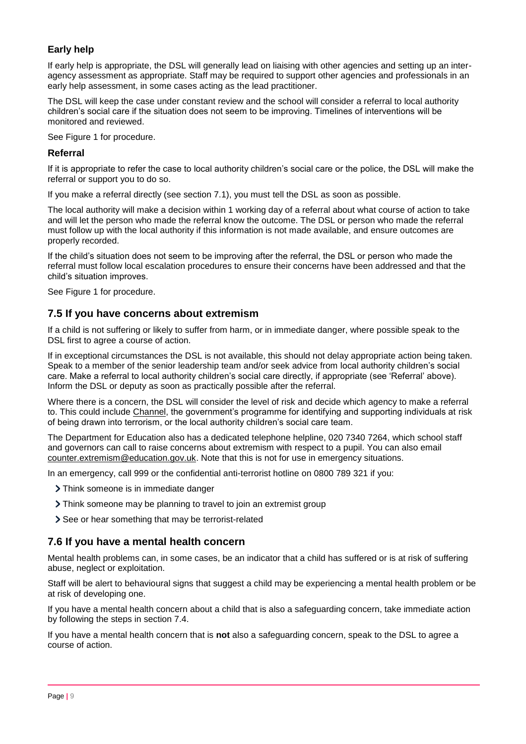### Early help

If early help is appropriate, the DSL will generally lead on liaising with other agencies and setting up an inter-agency assessment as appropriate. Staff may be required to support other agencies and professionals in an early help assessment, in some cases acting as the lead practitioner.

The DSL will keep the case under constant review and the school will consider a referral to local authority children's social care if the situation does not seem to be improving. Timelines of interventions will be monitored and reviewed.

See Figure 1 for procedure.

### Referral

If it is appropriate to refer the case to local authority children's social care or the police, the DSL will make the referral or support you to do so.

If you make a referral directly (see section 7.1), you must tell the DSL as soon as possible.

The local authority will make a decision within 1 working day of a referral about what course of action to take and will let the person who made the referral know the outcome. The DSL or person who made the referral must follow up with the local authority if this information is not made available, and ensure outcomes are properly recorded.

If the child's situation does not seem to be improving after the referral, the DSL or person who made the referral must follow local escalation procedures to ensure their concerns have been addressed and that the child's situation improves.

See Figure 1 for procedure.

## 7.5 If you have concerns about extremism

If a child is not suffering or likely to suffer from harm, or in immediate danger, where possible speak to the DSL first to agree a course of action.

If in exceptional circumstances the DSL is not available, this should not delay appropriate action being taken. Speak to a member of the senior leadership team and/or seek advice from local authority children's social care. Make a referral to local authority children's social care directly, if appropriate (see 'Referral' above). Inform the DSL or deputy as soon as practically possible after the referral.

Where there is a concern, the DSL will consider the level of risk and decide which agency to make a referral to. This could include Channel, the government's programme for identifying and supporting individuals at risk of being drawn into terrorism, or the local authority children's social care team.

The Department for Education also has a dedicated telephone helpline, 020 7340 7264, which school staff and governors can call to raise concerns about extremism with respect to a pupil. You can also email counter.extremism@education.gov.uk. Note that this is not for use in emergency situations.

In an emergency, call 999 or the confidential anti-terrorist hotline on 0800 789 321 if you:

- Think someone is in immediate danger
- Think someone may be planning to travel to join an extremist group
- See or hear something that may be terrorist-related

## 7.6 If you have a mental health concern

Mental health problems can, in some cases, be an indicator that a child has suffered or is at risk of suffering abuse, neglect or exploitation.

Staff will be alert to behavioural signs that suggest a child may be experiencing a mental health problem or be at risk of developing one.

If you have a mental health concern about a child that is also a safeguarding concern, take immediate action by following the steps in section 7.4.

If you have a mental health concern that is **not** also a safeguarding concern, speak to the DSL to agree a course of action.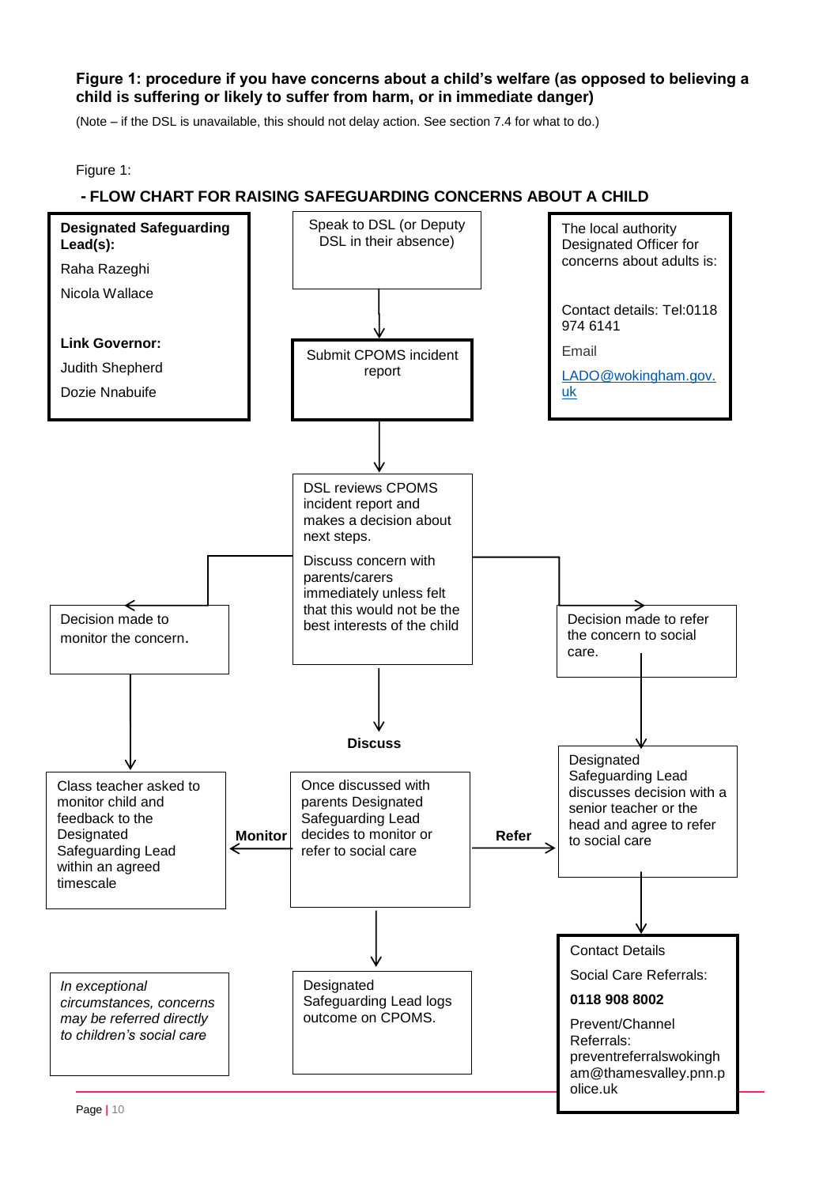**Figure 1: procedure if you have concerns about a child's welfare (as opposed to believing a child is suffering or likely to suffer from harm, or in immediate danger)**

(Note – if the DSL is unavailable, this should not delay action. See section 7.4 for what to do.)

Figure 1:

**- FLOW CHART FOR RAISING SAFEGUARDING CONCERNS ABOUT A CHILD**

**Designated Safeguarding Lead(s):**

Raha Razeghi

Nicola Wallace

**Link Governor:**

Judith Shepherd

Dozie Nnabuife

Speak to DSL (or Deputy DSL in their absence)

↓

Submit CPOMS incident report

↓

DSL reviews CPOMS incident report and makes a decision about next steps.

Discuss concern with parents/carers immediately unless felt that this would not be the best interests of the child

The local authority Designated Officer for concerns about adults is:

Contact details: Tel:0118 974 6141

Email

LADO@wokingham.gov.uk

Decision made to monitor the concern.

↓

Class teacher asked to monitor child and feedback to the Designated Safeguarding Lead within an agreed timescale

Decision made to refer the concern to social care.

↓

Designated Safeguarding Lead discusses decision with a senior teacher or the head and agree to refer to social care

↓

Contact Details

Social Care Referrals:

**0118 908 8002**

Prevent/Channel Referrals: preventreferralswokingham@thamesvalley.pnn.police.uk

**Discuss**

Once discussed with parents Designated Safeguarding Lead decides to monitor or refer to social care

**Monitor** ← → **Refer**

↓

Designated Safeguarding Lead logs outcome on CPOMS.

*In exceptional circumstances, concerns may be referred directly to children's social care*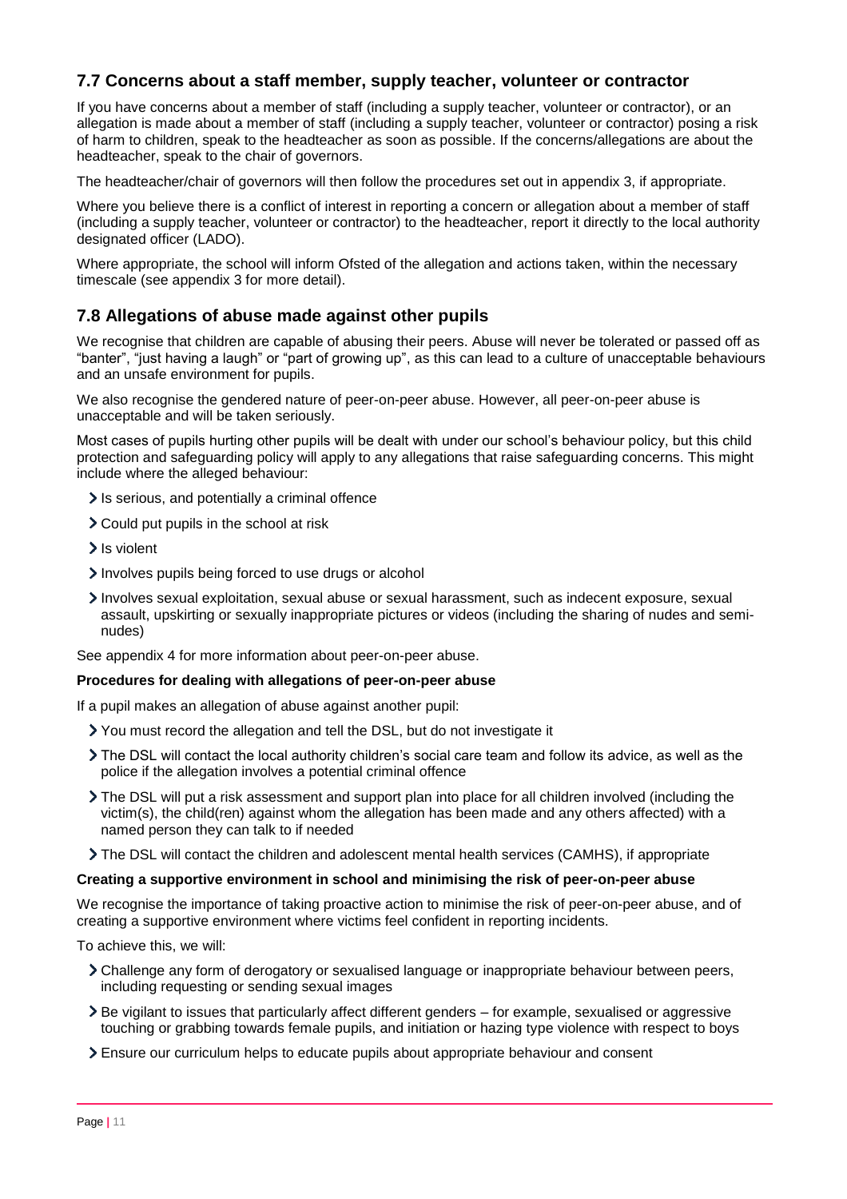## 7.7 Concerns about a staff member, supply teacher, volunteer or contractor

If you have concerns about a member of staff (including a supply teacher, volunteer or contractor), or an allegation is made about a member of staff (including a supply teacher, volunteer or contractor) posing a risk of harm to children, speak to the headteacher as soon as possible. If the concerns/allegations are about the headteacher, speak to the chair of governors.

The headteacher/chair of governors will then follow the procedures set out in appendix 3, if appropriate.

Where you believe there is a conflict of interest in reporting a concern or allegation about a member of staff (including a supply teacher, volunteer or contractor) to the headteacher, report it directly to the local authority designated officer (LADO).

Where appropriate, the school will inform Ofsted of the allegation and actions taken, within the necessary timescale (see appendix 3 for more detail).

## 7.8 Allegations of abuse made against other pupils

We recognise that children are capable of abusing their peers. Abuse will never be tolerated or passed off as "banter", "just having a laugh" or "part of growing up", as this can lead to a culture of unacceptable behaviours and an unsafe environment for pupils.

We also recognise the gendered nature of peer-on-peer abuse. However, all peer-on-peer abuse is unacceptable and will be taken seriously.

Most cases of pupils hurting other pupils will be dealt with under our school's behaviour policy, but this child protection and safeguarding policy will apply to any allegations that raise safeguarding concerns. This might include where the alleged behaviour:

- Is serious, and potentially a criminal offence
- Could put pupils in the school at risk
- Is violent
- Involves pupils being forced to use drugs or alcohol
- Involves sexual exploitation, sexual abuse or sexual harassment, such as indecent exposure, sexual assault, upskirting or sexually inappropriate pictures or videos (including the sharing of nudes and semi-nudes)

See appendix 4 for more information about peer-on-peer abuse.

**Procedures for dealing with allegations of peer-on-peer abuse**

If a pupil makes an allegation of abuse against another pupil:

- You must record the allegation and tell the DSL, but do not investigate it
- The DSL will contact the local authority children's social care team and follow its advice, as well as the police if the allegation involves a potential criminal offence
- The DSL will put a risk assessment and support plan into place for all children involved (including the victim(s), the child(ren) against whom the allegation has been made and any others affected) with a named person they can talk to if needed
- The DSL will contact the children and adolescent mental health services (CAMHS), if appropriate

**Creating a supportive environment in school and minimising the risk of peer-on-peer abuse**

We recognise the importance of taking proactive action to minimise the risk of peer-on-peer abuse, and of creating a supportive environment where victims feel confident in reporting incidents.

To achieve this, we will:

- Challenge any form of derogatory or sexualised language or inappropriate behaviour between peers, including requesting or sending sexual images
- Be vigilant to issues that particularly affect different genders – for example, sexualised or aggressive touching or grabbing towards female pupils, and initiation or hazing type violence with respect to boys
- Ensure our curriculum helps to educate pupils about appropriate behaviour and consent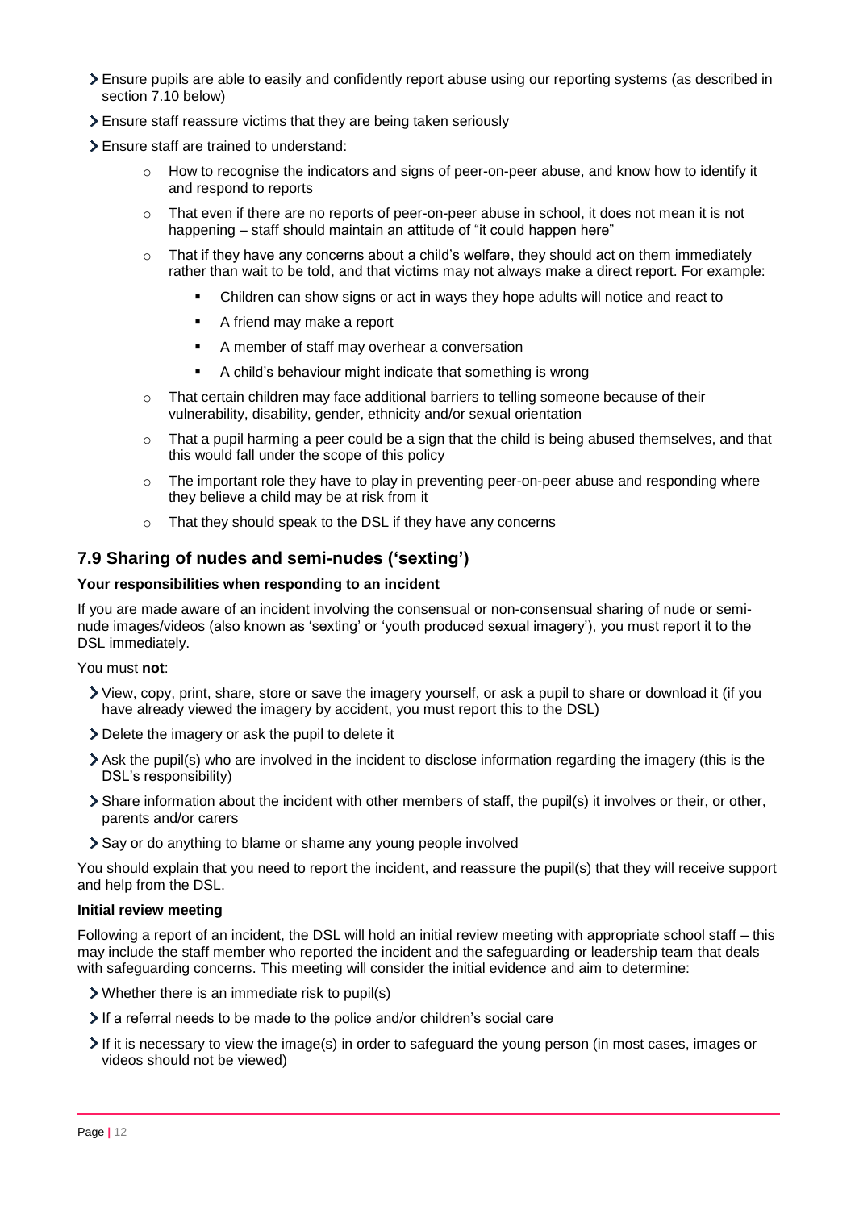- Ensure pupils are able to easily and confidently report abuse using our reporting systems (as described in section 7.10 below)
- Ensure staff reassure victims that they are being taken seriously
- Ensure staff are trained to understand:
    - How to recognise the indicators and signs of peer-on-peer abuse, and know how to identify it and respond to reports
    - That even if there are no reports of peer-on-peer abuse in school, it does not mean it is not happening – staff should maintain an attitude of "it could happen here"
    - That if they have any concerns about a child's welfare, they should act on them immediately rather than wait to be told, and that victims may not always make a direct report. For example:
        - Children can show signs or act in ways they hope adults will notice and react to
        - A friend may make a report
        - A member of staff may overhear a conversation
        - A child's behaviour might indicate that something is wrong
    - That certain children may face additional barriers to telling someone because of their vulnerability, disability, gender, ethnicity and/or sexual orientation
    - That a pupil harming a peer could be a sign that the child is being abused themselves, and that this would fall under the scope of this policy
    - The important role they have to play in preventing peer-on-peer abuse and responding where they believe a child may be at risk from it
    - That they should speak to the DSL if they have any concerns

## 7.9 Sharing of nudes and semi-nudes ('sexting')

**Your responsibilities when responding to an incident**

If you are made aware of an incident involving the consensual or non-consensual sharing of nude or semi-nude images/videos (also known as 'sexting' or 'youth produced sexual imagery'), you must report it to the DSL immediately.

You must **not**:

- View, copy, print, share, store or save the imagery yourself, or ask a pupil to share or download it (if you have already viewed the imagery by accident, you must report this to the DSL)
- Delete the imagery or ask the pupil to delete it
- Ask the pupil(s) who are involved in the incident to disclose information regarding the imagery (this is the DSL's responsibility)
- Share information about the incident with other members of staff, the pupil(s) it involves or their, or other, parents and/or carers
- Say or do anything to blame or shame any young people involved

You should explain that you need to report the incident, and reassure the pupil(s) that they will receive support and help from the DSL.

**Initial review meeting**

Following a report of an incident, the DSL will hold an initial review meeting with appropriate school staff – this may include the staff member who reported the incident and the safeguarding or leadership team that deals with safeguarding concerns. This meeting will consider the initial evidence and aim to determine:

- Whether there is an immediate risk to pupil(s)
- If a referral needs to be made to the police and/or children's social care
- If it is necessary to view the image(s) in order to safeguard the young person (in most cases, images or videos should not be viewed)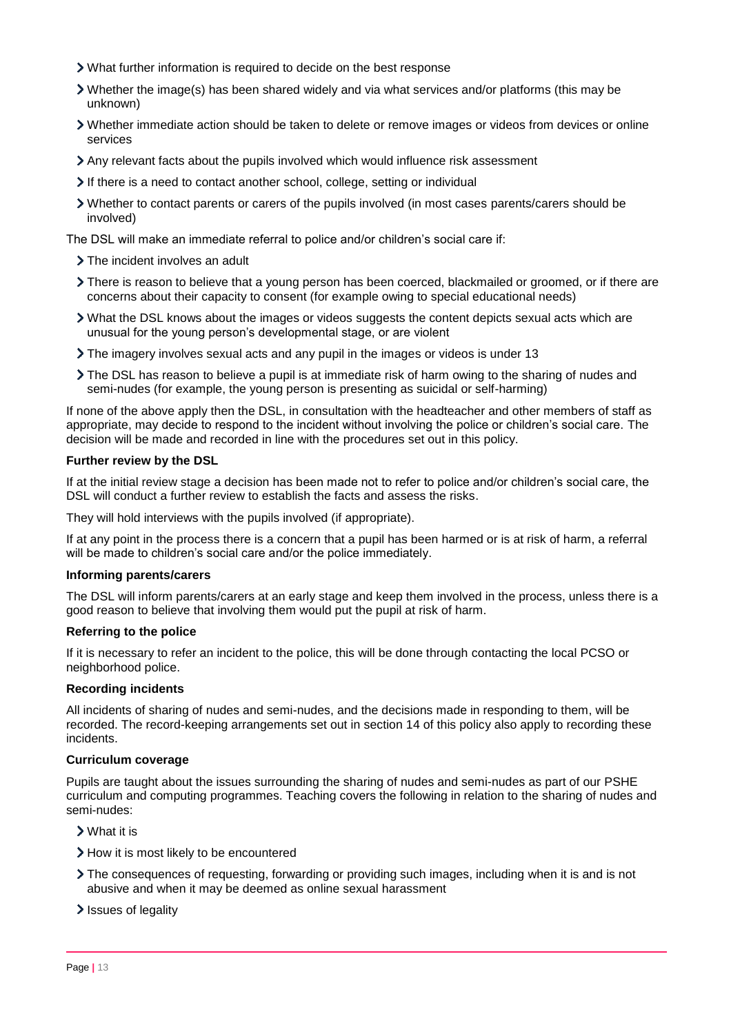- What further information is required to decide on the best response
- Whether the image(s) has been shared widely and via what services and/or platforms (this may be unknown)
- Whether immediate action should be taken to delete or remove images or videos from devices or online services
- Any relevant facts about the pupils involved which would influence risk assessment
- If there is a need to contact another school, college, setting or individual
- Whether to contact parents or carers of the pupils involved (in most cases parents/carers should be involved)

The DSL will make an immediate referral to police and/or children's social care if:

- The incident involves an adult
- There is reason to believe that a young person has been coerced, blackmailed or groomed, or if there are concerns about their capacity to consent (for example owing to special educational needs)
- What the DSL knows about the images or videos suggests the content depicts sexual acts which are unusual for the young person's developmental stage, or are violent
- The imagery involves sexual acts and any pupil in the images or videos is under 13
- The DSL has reason to believe a pupil is at immediate risk of harm owing to the sharing of nudes and semi-nudes (for example, the young person is presenting as suicidal or self-harming)

If none of the above apply then the DSL, in consultation with the headteacher and other members of staff as appropriate, may decide to respond to the incident without involving the police or children's social care. The decision will be made and recorded in line with the procedures set out in this policy.

**Further review by the DSL**

If at the initial review stage a decision has been made not to refer to police and/or children's social care, the DSL will conduct a further review to establish the facts and assess the risks.

They will hold interviews with the pupils involved (if appropriate).

If at any point in the process there is a concern that a pupil has been harmed or is at risk of harm, a referral will be made to children's social care and/or the police immediately.

**Informing parents/carers**

The DSL will inform parents/carers at an early stage and keep them involved in the process, unless there is a good reason to believe that involving them would put the pupil at risk of harm.

**Referring to the police**

If it is necessary to refer an incident to the police, this will be done through contacting the local PCSO or neighborhood police.

**Recording incidents**

All incidents of sharing of nudes and semi-nudes, and the decisions made in responding to them, will be recorded. The record-keeping arrangements set out in section 14 of this policy also apply to recording these incidents.

**Curriculum coverage**

Pupils are taught about the issues surrounding the sharing of nudes and semi-nudes as part of our PSHE curriculum and computing programmes. Teaching covers the following in relation to the sharing of nudes and semi-nudes:

- What it is
- How it is most likely to be encountered
- The consequences of requesting, forwarding or providing such images, including when it is and is not abusive and when it may be deemed as online sexual harassment
- Issues of legality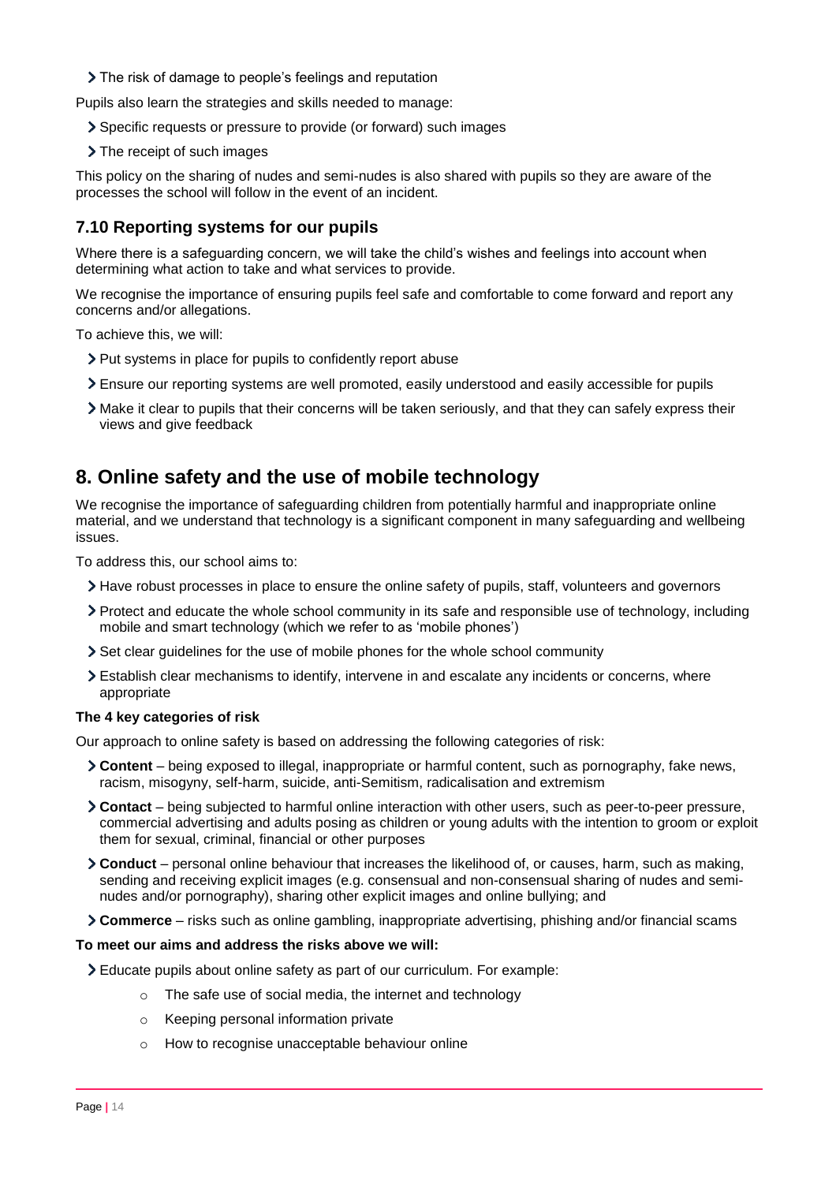- The risk of damage to people's feelings and reputation

Pupils also learn the strategies and skills needed to manage:

- Specific requests or pressure to provide (or forward) such images
- The receipt of such images

This policy on the sharing of nudes and semi-nudes is also shared with pupils so they are aware of the processes the school will follow in the event of an incident.

### 7.10 Reporting systems for our pupils

Where there is a safeguarding concern, we will take the child's wishes and feelings into account when determining what action to take and what services to provide.

We recognise the importance of ensuring pupils feel safe and comfortable to come forward and report any concerns and/or allegations.

To achieve this, we will:

- Put systems in place for pupils to confidently report abuse
- Ensure our reporting systems are well promoted, easily understood and easily accessible for pupils
- Make it clear to pupils that their concerns will be taken seriously, and that they can safely express their views and give feedback

## 8. Online safety and the use of mobile technology

We recognise the importance of safeguarding children from potentially harmful and inappropriate online material, and we understand that technology is a significant component in many safeguarding and wellbeing issues.

To address this, our school aims to:

- Have robust processes in place to ensure the online safety of pupils, staff, volunteers and governors
- Protect and educate the whole school community in its safe and responsible use of technology, including mobile and smart technology (which we refer to as 'mobile phones')
- Set clear guidelines for the use of mobile phones for the whole school community
- Establish clear mechanisms to identify, intervene in and escalate any incidents or concerns, where appropriate

**The 4 key categories of risk**

Our approach to online safety is based on addressing the following categories of risk:

- **Content** – being exposed to illegal, inappropriate or harmful content, such as pornography, fake news, racism, misogyny, self-harm, suicide, anti-Semitism, radicalisation and extremism
- **Contact** – being subjected to harmful online interaction with other users, such as peer-to-peer pressure, commercial advertising and adults posing as children or young adults with the intention to groom or exploit them for sexual, criminal, financial or other purposes
- **Conduct** – personal online behaviour that increases the likelihood of, or causes, harm, such as making, sending and receiving explicit images (e.g. consensual and non-consensual sharing of nudes and semi-nudes and/or pornography), sharing other explicit images and online bullying; and
- **Commerce** – risks such as online gambling, inappropriate advertising, phishing and/or financial scams

**To meet our aims and address the risks above we will:**

- Educate pupils about online safety as part of our curriculum. For example:
  - The safe use of social media, the internet and technology
  - Keeping personal information private
  - How to recognise unacceptable behaviour online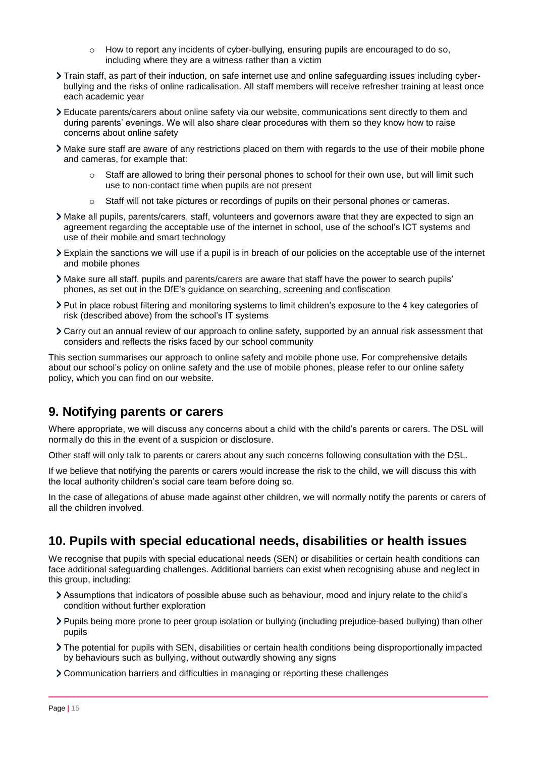- How to report any incidents of cyber-bullying, ensuring pupils are encouraged to do so, including where they are a witness rather than a victim

- Train staff, as part of their induction, on safe internet use and online safeguarding issues including cyber-bullying and the risks of online radicalisation. All staff members will receive refresher training at least once each academic year
- Educate parents/carers about online safety via our website, communications sent directly to them and during parents' evenings. We will also share clear procedures with them so they know how to raise concerns about online safety
- Make sure staff are aware of any restrictions placed on them with regards to the use of their mobile phone and cameras, for example that:
  - Staff are allowed to bring their personal phones to school for their own use, but will limit such use to non-contact time when pupils are not present
  - Staff will not take pictures or recordings of pupils on their personal phones or cameras.
- Make all pupils, parents/carers, staff, volunteers and governors aware that they are expected to sign an agreement regarding the acceptable use of the internet in school, use of the school's ICT systems and use of their mobile and smart technology
- Explain the sanctions we will use if a pupil is in breach of our policies on the acceptable use of the internet and mobile phones
- Make sure all staff, pupils and parents/carers are aware that staff have the power to search pupils' phones, as set out in the DfE's guidance on searching, screening and confiscation
- Put in place robust filtering and monitoring systems to limit children's exposure to the 4 key categories of risk (described above) from the school's IT systems
- Carry out an annual review of our approach to online safety, supported by an annual risk assessment that considers and reflects the risks faced by our school community

This section summarises our approach to online safety and mobile phone use. For comprehensive details about our school's policy on online safety and the use of mobile phones, please refer to our online safety policy, which you can find on our website.

## 9. Notifying parents or carers

Where appropriate, we will discuss any concerns about a child with the child's parents or carers. The DSL will normally do this in the event of a suspicion or disclosure.

Other staff will only talk to parents or carers about any such concerns following consultation with the DSL.

If we believe that notifying the parents or carers would increase the risk to the child, we will discuss this with the local authority children's social care team before doing so.

In the case of allegations of abuse made against other children, we will normally notify the parents or carers of all the children involved.

## 10. Pupils with special educational needs, disabilities or health issues

We recognise that pupils with special educational needs (SEN) or disabilities or certain health conditions can face additional safeguarding challenges. Additional barriers can exist when recognising abuse and neglect in this group, including:

- Assumptions that indicators of possible abuse such as behaviour, mood and injury relate to the child's condition without further exploration
- Pupils being more prone to peer group isolation or bullying (including prejudice-based bullying) than other pupils
- The potential for pupils with SEN, disabilities or certain health conditions being disproportionally impacted by behaviours such as bullying, without outwardly showing any signs
- Communication barriers and difficulties in managing or reporting these challenges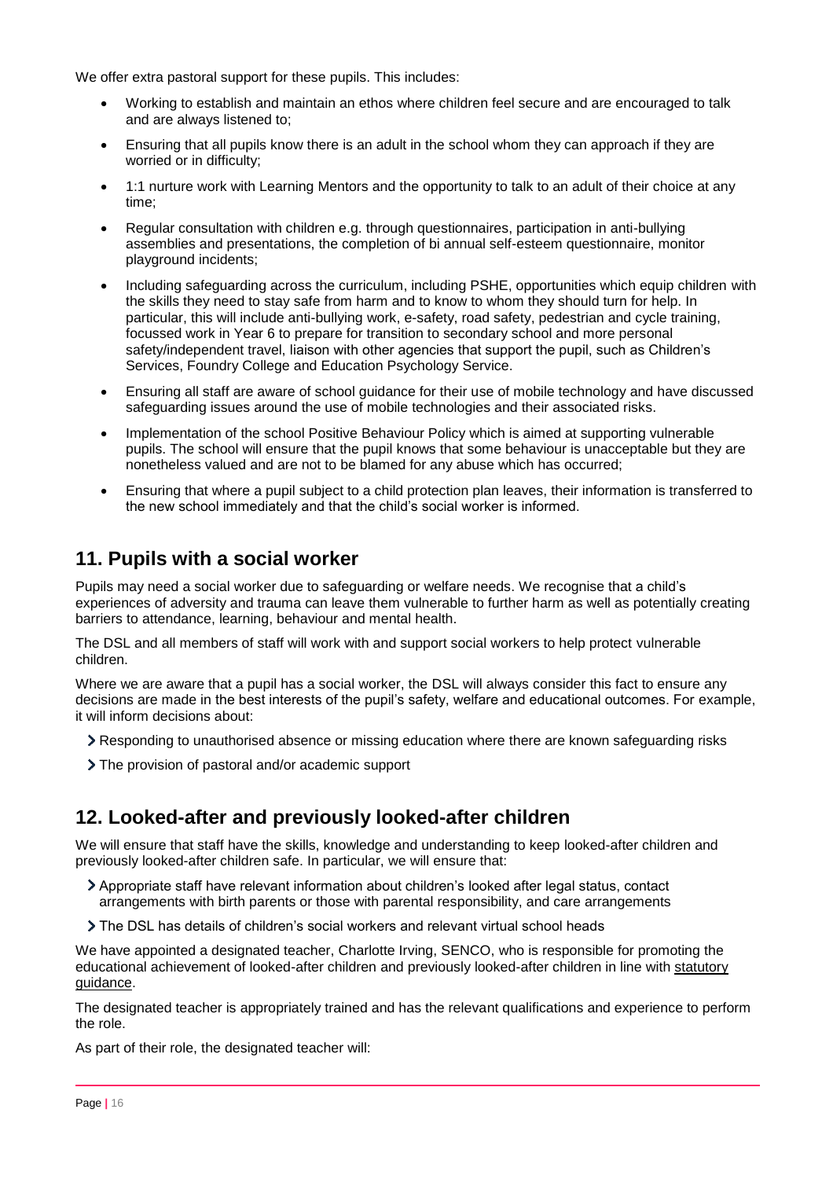We offer extra pastoral support for these pupils. This includes:

- Working to establish and maintain an ethos where children feel secure and are encouraged to talk and are always listened to;
- Ensuring that all pupils know there is an adult in the school whom they can approach if they are worried or in difficulty;
- 1:1 nurture work with Learning Mentors and the opportunity to talk to an adult of their choice at any time;
- Regular consultation with children e.g. through questionnaires, participation in anti-bullying assemblies and presentations, the completion of bi annual self-esteem questionnaire, monitor playground incidents;
- Including safeguarding across the curriculum, including PSHE, opportunities which equip children with the skills they need to stay safe from harm and to know to whom they should turn for help. In particular, this will include anti-bullying work, e-safety, road safety, pedestrian and cycle training, focussed work in Year 6 to prepare for transition to secondary school and more personal safety/independent travel, liaison with other agencies that support the pupil, such as Children's Services, Foundry College and Education Psychology Service.
- Ensuring all staff are aware of school guidance for their use of mobile technology and have discussed safeguarding issues around the use of mobile technologies and their associated risks.
- Implementation of the school Positive Behaviour Policy which is aimed at supporting vulnerable pupils. The school will ensure that the pupil knows that some behaviour is unacceptable but they are nonetheless valued and are not to be blamed for any abuse which has occurred;
- Ensuring that where a pupil subject to a child protection plan leaves, their information is transferred to the new school immediately and that the child's social worker is informed.

## 11. Pupils with a social worker

Pupils may need a social worker due to safeguarding or welfare needs. We recognise that a child's experiences of adversity and trauma can leave them vulnerable to further harm as well as potentially creating barriers to attendance, learning, behaviour and mental health.

The DSL and all members of staff will work with and support social workers to help protect vulnerable children.

Where we are aware that a pupil has a social worker, the DSL will always consider this fact to ensure any decisions are made in the best interests of the pupil's safety, welfare and educational outcomes. For example, it will inform decisions about:

- Responding to unauthorised absence or missing education where there are known safeguarding risks
- The provision of pastoral and/or academic support

## 12. Looked-after and previously looked-after children

We will ensure that staff have the skills, knowledge and understanding to keep looked-after children and previously looked-after children safe. In particular, we will ensure that:

- Appropriate staff have relevant information about children's looked after legal status, contact arrangements with birth parents or those with parental responsibility, and care arrangements
- The DSL has details of children's social workers and relevant virtual school heads

We have appointed a designated teacher, Charlotte Irving, SENCO, who is responsible for promoting the educational achievement of looked-after children and previously looked-after children in line with statutory guidance.

The designated teacher is appropriately trained and has the relevant qualifications and experience to perform the role.

As part of their role, the designated teacher will: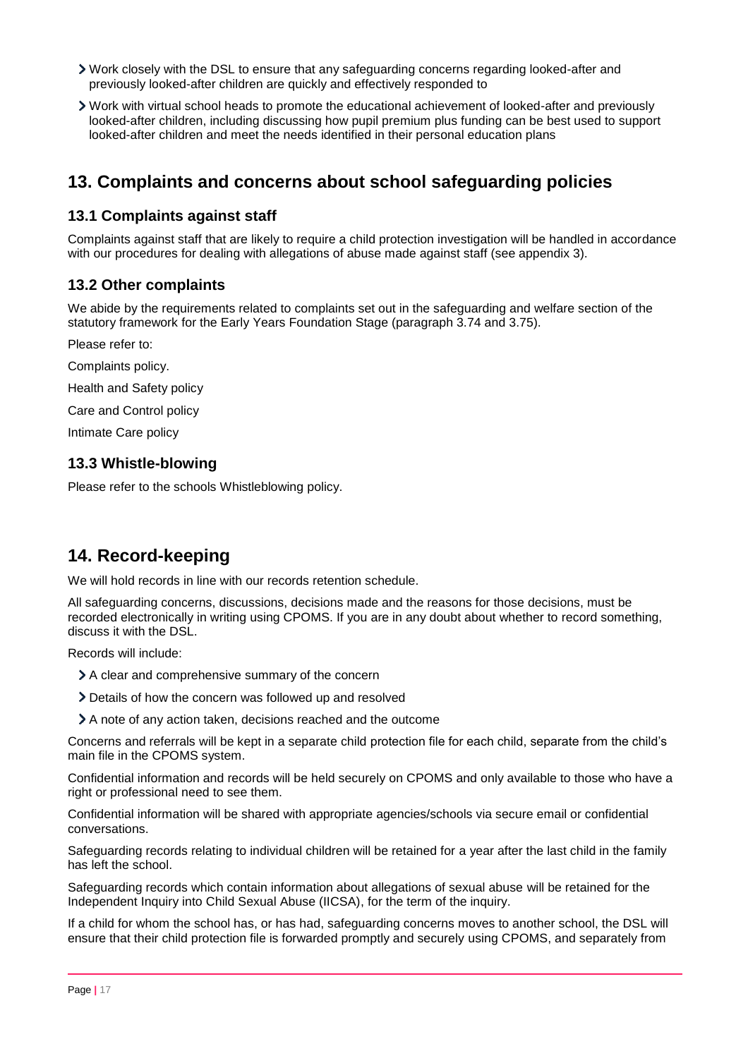- Work closely with the DSL to ensure that any safeguarding concerns regarding looked-after and previously looked-after children are quickly and effectively responded to
- Work with virtual school heads to promote the educational achievement of looked-after and previously looked-after children, including discussing how pupil premium plus funding can be best used to support looked-after children and meet the needs identified in their personal education plans

## 13. Complaints and concerns about school safeguarding policies

### 13.1 Complaints against staff

Complaints against staff that are likely to require a child protection investigation will be handled in accordance with our procedures for dealing with allegations of abuse made against staff (see appendix 3).

### 13.2 Other complaints

We abide by the requirements related to complaints set out in the safeguarding and welfare section of the statutory framework for the Early Years Foundation Stage (paragraph 3.74 and 3.75).

Please refer to:

Complaints policy.

Health and Safety policy

Care and Control policy

Intimate Care policy

### 13.3 Whistle-blowing

Please refer to the schools Whistleblowing policy.

## 14. Record-keeping

We will hold records in line with our records retention schedule.

All safeguarding concerns, discussions, decisions made and the reasons for those decisions, must be recorded electronically in writing using CPOMS. If you are in any doubt about whether to record something, discuss it with the DSL.

Records will include:

- A clear and comprehensive summary of the concern
- Details of how the concern was followed up and resolved
- A note of any action taken, decisions reached and the outcome

Concerns and referrals will be kept in a separate child protection file for each child, separate from the child's main file in the CPOMS system.

Confidential information and records will be held securely on CPOMS and only available to those who have a right or professional need to see them.

Confidential information will be shared with appropriate agencies/schools via secure email or confidential conversations.

Safeguarding records relating to individual children will be retained for a year after the last child in the family has left the school.

Safeguarding records which contain information about allegations of sexual abuse will be retained for the Independent Inquiry into Child Sexual Abuse (IICSA), for the term of the inquiry.

If a child for whom the school has, or has had, safeguarding concerns moves to another school, the DSL will ensure that their child protection file is forwarded promptly and securely using CPOMS, and separately from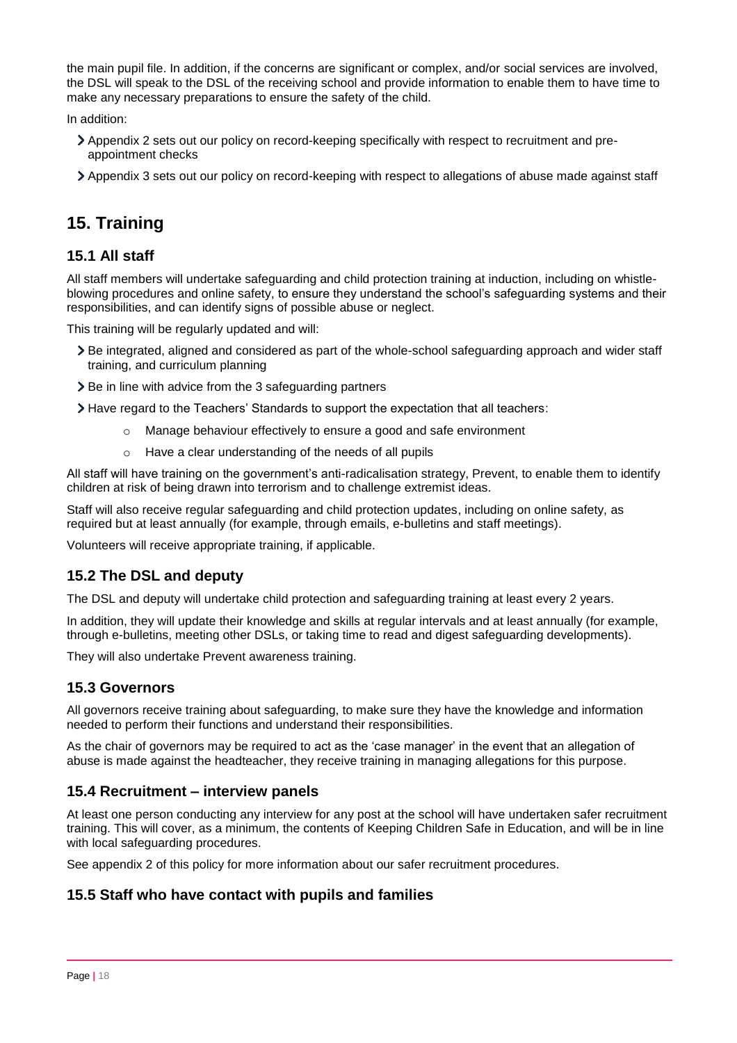the main pupil file. In addition, if the concerns are significant or complex, and/or social services are involved, the DSL will speak to the DSL of the receiving school and provide information to enable them to have time to make any necessary preparations to ensure the safety of the child.

In addition:

- Appendix 2 sets out our policy on record-keeping specifically with respect to recruitment and pre-appointment checks
- Appendix 3 sets out our policy on record-keeping with respect to allegations of abuse made against staff

# 15. Training

## 15.1 All staff

All staff members will undertake safeguarding and child protection training at induction, including on whistle-blowing procedures and online safety, to ensure they understand the school's safeguarding systems and their responsibilities, and can identify signs of possible abuse or neglect.

This training will be regularly updated and will:

- Be integrated, aligned and considered as part of the whole-school safeguarding approach and wider staff training, and curriculum planning
- Be in line with advice from the 3 safeguarding partners
- Have regard to the Teachers' Standards to support the expectation that all teachers:
    - Manage behaviour effectively to ensure a good and safe environment
    - Have a clear understanding of the needs of all pupils

All staff will have training on the government's anti-radicalisation strategy, Prevent, to enable them to identify children at risk of being drawn into terrorism and to challenge extremist ideas.

Staff will also receive regular safeguarding and child protection updates, including on online safety, as required but at least annually (for example, through emails, e-bulletins and staff meetings).

Volunteers will receive appropriate training, if applicable.

## 15.2 The DSL and deputy

The DSL and deputy will undertake child protection and safeguarding training at least every 2 years.

In addition, they will update their knowledge and skills at regular intervals and at least annually (for example, through e-bulletins, meeting other DSLs, or taking time to read and digest safeguarding developments).

They will also undertake Prevent awareness training.

## 15.3 Governors

All governors receive training about safeguarding, to make sure they have the knowledge and information needed to perform their functions and understand their responsibilities.

As the chair of governors may be required to act as the 'case manager' in the event that an allegation of abuse is made against the headteacher, they receive training in managing allegations for this purpose.

## 15.4 Recruitment – interview panels

At least one person conducting any interview for any post at the school will have undertaken safer recruitment training. This will cover, as a minimum, the contents of Keeping Children Safe in Education, and will be in line with local safeguarding procedures.

See appendix 2 of this policy for more information about our safer recruitment procedures.

## 15.5 Staff who have contact with pupils and families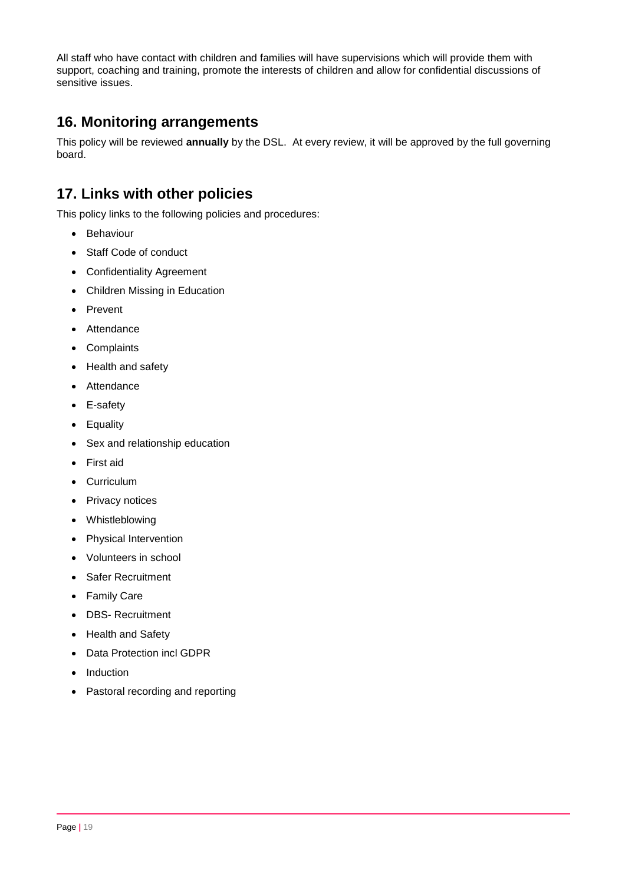All staff who have contact with children and families will have supervisions which will provide them with support, coaching and training, promote the interests of children and allow for confidential discussions of sensitive issues.

## 16. Monitoring arrangements

This policy will be reviewed **annually** by the DSL. At every review, it will be approved by the full governing board.

## 17. Links with other policies

This policy links to the following policies and procedures:

- Behaviour
- Staff Code of conduct
- Confidentiality Agreement
- Children Missing in Education
- Prevent
- Attendance
- Complaints
- Health and safety
- Attendance
- E-safety
- Equality
- Sex and relationship education
- First aid
- Curriculum
- Privacy notices
- Whistleblowing
- Physical Intervention
- Volunteers in school
- Safer Recruitment
- Family Care
- DBS- Recruitment
- Health and Safety
- Data Protection incl GDPR
- Induction
- Pastoral recording and reporting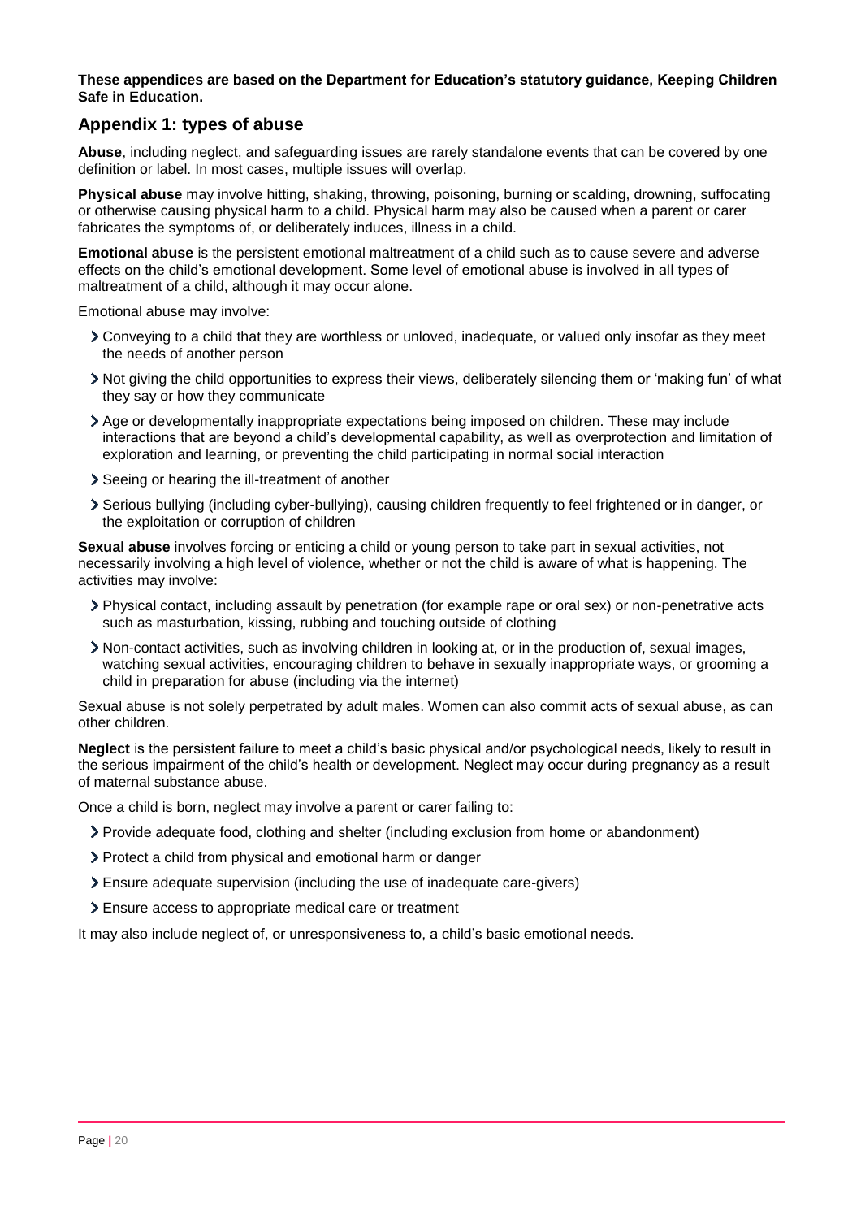**These appendices are based on the Department for Education's statutory guidance, Keeping Children Safe in Education.**

## Appendix 1: types of abuse

**Abuse**, including neglect, and safeguarding issues are rarely standalone events that can be covered by one definition or label. In most cases, multiple issues will overlap.

**Physical abuse** may involve hitting, shaking, throwing, poisoning, burning or scalding, drowning, suffocating or otherwise causing physical harm to a child. Physical harm may also be caused when a parent or carer fabricates the symptoms of, or deliberately induces, illness in a child.

**Emotional abuse** is the persistent emotional maltreatment of a child such as to cause severe and adverse effects on the child's emotional development. Some level of emotional abuse is involved in all types of maltreatment of a child, although it may occur alone.

Emotional abuse may involve:

- Conveying to a child that they are worthless or unloved, inadequate, or valued only insofar as they meet the needs of another person
- Not giving the child opportunities to express their views, deliberately silencing them or 'making fun' of what they say or how they communicate
- Age or developmentally inappropriate expectations being imposed on children. These may include interactions that are beyond a child's developmental capability, as well as overprotection and limitation of exploration and learning, or preventing the child participating in normal social interaction
- Seeing or hearing the ill-treatment of another
- Serious bullying (including cyber-bullying), causing children frequently to feel frightened or in danger, or the exploitation or corruption of children

**Sexual abuse** involves forcing or enticing a child or young person to take part in sexual activities, not necessarily involving a high level of violence, whether or not the child is aware of what is happening. The activities may involve:

- Physical contact, including assault by penetration (for example rape or oral sex) or non-penetrative acts such as masturbation, kissing, rubbing and touching outside of clothing
- Non-contact activities, such as involving children in looking at, or in the production of, sexual images, watching sexual activities, encouraging children to behave in sexually inappropriate ways, or grooming a child in preparation for abuse (including via the internet)

Sexual abuse is not solely perpetrated by adult males. Women can also commit acts of sexual abuse, as can other children.

**Neglect** is the persistent failure to meet a child's basic physical and/or psychological needs, likely to result in the serious impairment of the child's health or development. Neglect may occur during pregnancy as a result of maternal substance abuse.

Once a child is born, neglect may involve a parent or carer failing to:

- Provide adequate food, clothing and shelter (including exclusion from home or abandonment)
- Protect a child from physical and emotional harm or danger
- Ensure adequate supervision (including the use of inadequate care-givers)
- Ensure access to appropriate medical care or treatment

It may also include neglect of, or unresponsiveness to, a child's basic emotional needs.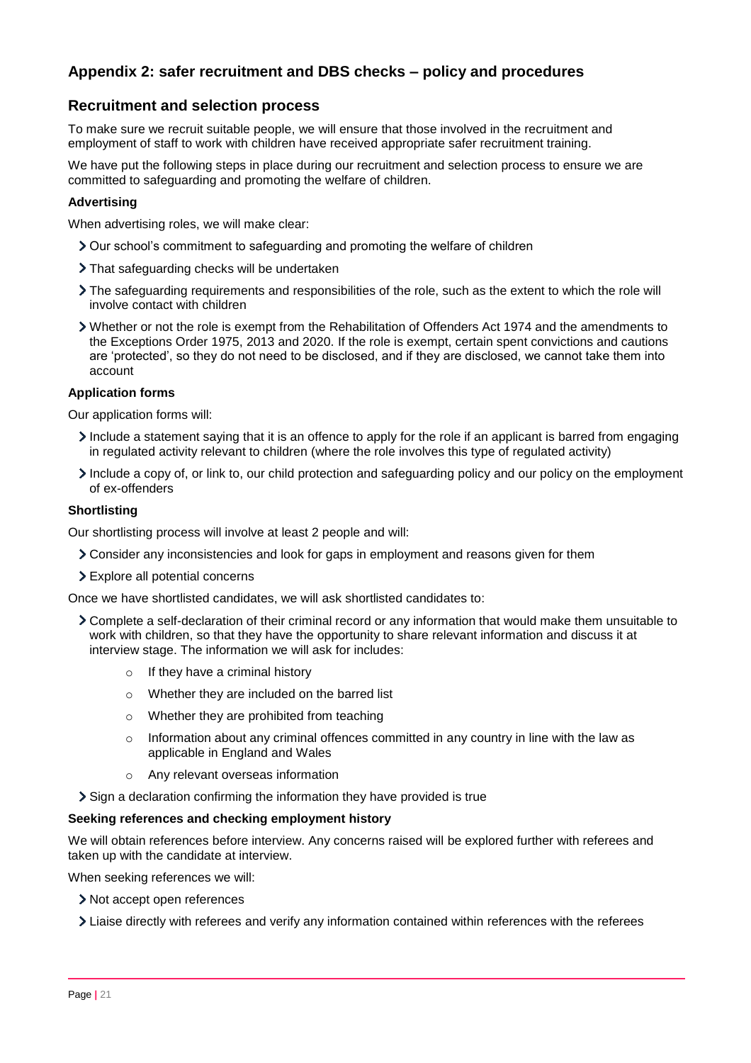## Appendix 2: safer recruitment and DBS checks – policy and procedures

### Recruitment and selection process

To make sure we recruit suitable people, we will ensure that those involved in the recruitment and employment of staff to work with children have received appropriate safer recruitment training.

We have put the following steps in place during our recruitment and selection process to ensure we are committed to safeguarding and promoting the welfare of children.

#### Advertising

When advertising roles, we will make clear:

- Our school's commitment to safeguarding and promoting the welfare of children
- That safeguarding checks will be undertaken
- The safeguarding requirements and responsibilities of the role, such as the extent to which the role will involve contact with children
- Whether or not the role is exempt from the Rehabilitation of Offenders Act 1974 and the amendments to the Exceptions Order 1975, 2013 and 2020. If the role is exempt, certain spent convictions and cautions are 'protected', so they do not need to be disclosed, and if they are disclosed, we cannot take them into account

#### Application forms

Our application forms will:

- Include a statement saying that it is an offence to apply for the role if an applicant is barred from engaging in regulated activity relevant to children (where the role involves this type of regulated activity)
- Include a copy of, or link to, our child protection and safeguarding policy and our policy on the employment of ex-offenders

#### Shortlisting

Our shortlisting process will involve at least 2 people and will:

- Consider any inconsistencies and look for gaps in employment and reasons given for them
- Explore all potential concerns

Once we have shortlisted candidates, we will ask shortlisted candidates to:

- Complete a self-declaration of their criminal record or any information that would make them unsuitable to work with children, so that they have the opportunity to share relevant information and discuss it at interview stage. The information we will ask for includes:
    - If they have a criminal history
    - Whether they are included on the barred list
    - Whether they are prohibited from teaching
    - Information about any criminal offences committed in any country in line with the law as applicable in England and Wales
    - Any relevant overseas information
- Sign a declaration confirming the information they have provided is true

#### Seeking references and checking employment history

We will obtain references before interview. Any concerns raised will be explored further with referees and taken up with the candidate at interview.

When seeking references we will:

- Not accept open references
- Liaise directly with referees and verify any information contained within references with the referees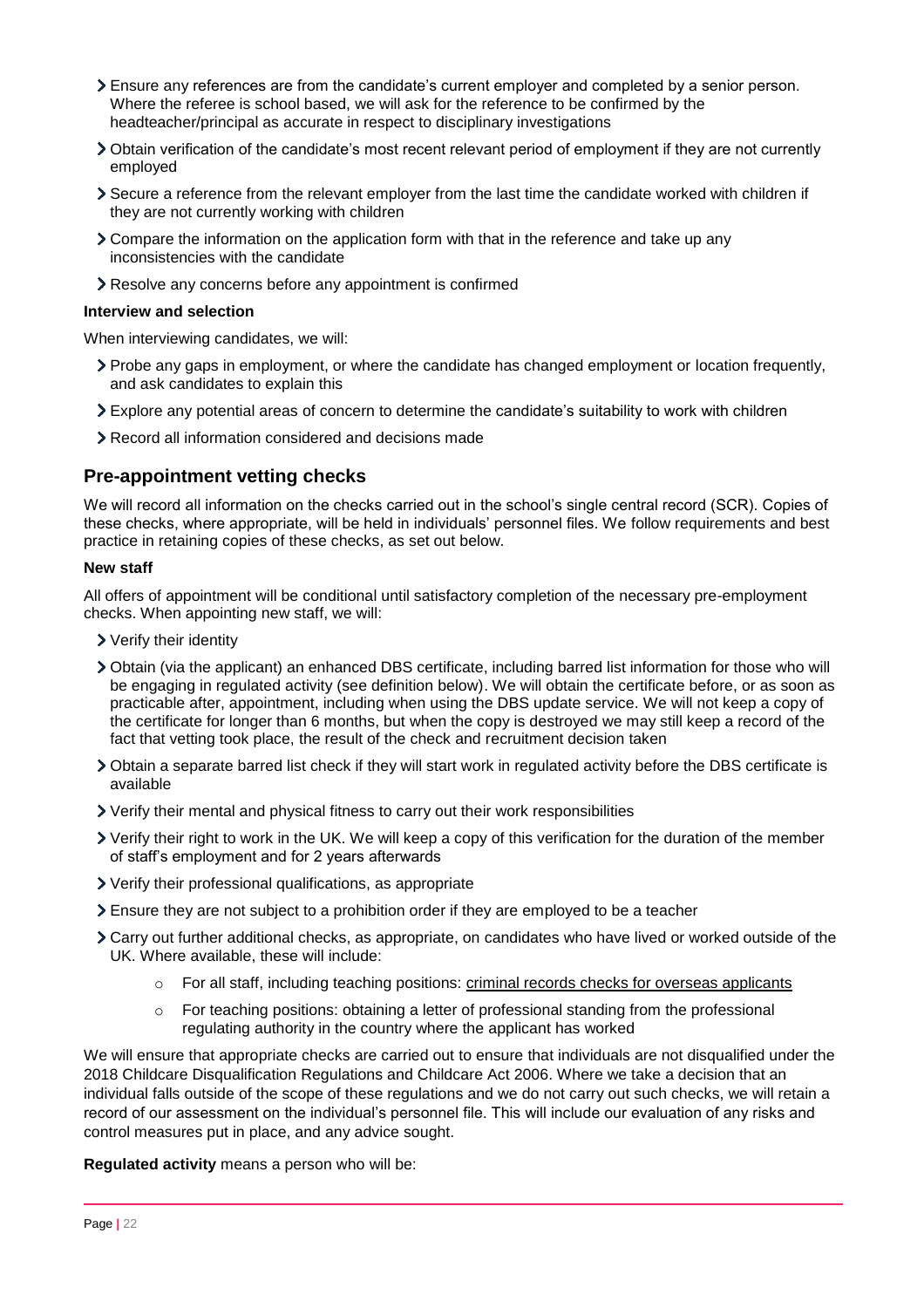- Ensure any references are from the candidate's current employer and completed by a senior person. Where the referee is school based, we will ask for the reference to be confirmed by the headteacher/principal as accurate in respect to disciplinary investigations
- Obtain verification of the candidate's most recent relevant period of employment if they are not currently employed
- Secure a reference from the relevant employer from the last time the candidate worked with children if they are not currently working with children
- Compare the information on the application form with that in the reference and take up any inconsistencies with the candidate
- Resolve any concerns before any appointment is confirmed

**Interview and selection**

When interviewing candidates, we will:

- Probe any gaps in employment, or where the candidate has changed employment or location frequently, and ask candidates to explain this
- Explore any potential areas of concern to determine the candidate's suitability to work with children
- Record all information considered and decisions made

## Pre-appointment vetting checks

We will record all information on the checks carried out in the school's single central record (SCR). Copies of these checks, where appropriate, will be held in individuals' personnel files. We follow requirements and best practice in retaining copies of these checks, as set out below.

**New staff**

All offers of appointment will be conditional until satisfactory completion of the necessary pre-employment checks. When appointing new staff, we will:

- Verify their identity
- Obtain (via the applicant) an enhanced DBS certificate, including barred list information for those who will be engaging in regulated activity (see definition below). We will obtain the certificate before, or as soon as practicable after, appointment, including when using the DBS update service. We will not keep a copy of the certificate for longer than 6 months, but when the copy is destroyed we may still keep a record of the fact that vetting took place, the result of the check and recruitment decision taken
- Obtain a separate barred list check if they will start work in regulated activity before the DBS certificate is available
- Verify their mental and physical fitness to carry out their work responsibilities
- Verify their right to work in the UK. We will keep a copy of this verification for the duration of the member of staff's employment and for 2 years afterwards
- Verify their professional qualifications, as appropriate
- Ensure they are not subject to a prohibition order if they are employed to be a teacher
- Carry out further additional checks, as appropriate, on candidates who have lived or worked outside of the UK. Where available, these will include:
    - For all staff, including teaching positions: criminal records checks for overseas applicants
    - For teaching positions: obtaining a letter of professional standing from the professional regulating authority in the country where the applicant has worked

We will ensure that appropriate checks are carried out to ensure that individuals are not disqualified under the 2018 Childcare Disqualification Regulations and Childcare Act 2006. Where we take a decision that an individual falls outside of the scope of these regulations and we do not carry out such checks, we will retain a record of our assessment on the individual's personnel file. This will include our evaluation of any risks and control measures put in place, and any advice sought.

**Regulated activity** means a person who will be: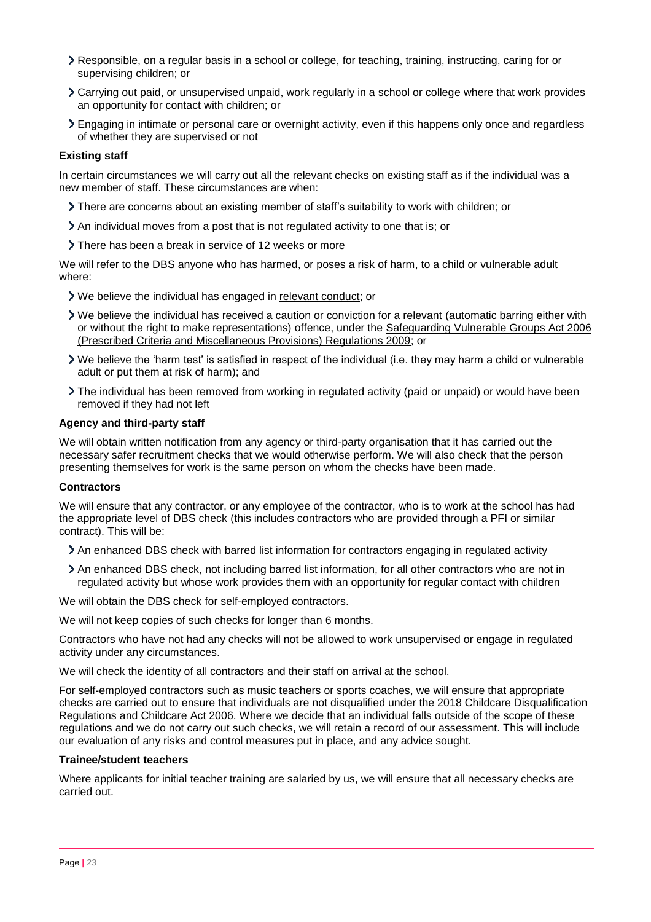- Responsible, on a regular basis in a school or college, for teaching, training, instructing, caring for or supervising children; or
- Carrying out paid, or unsupervised unpaid, work regularly in a school or college where that work provides an opportunity for contact with children; or
- Engaging in intimate or personal care or overnight activity, even if this happens only once and regardless of whether they are supervised or not

**Existing staff**

In certain circumstances we will carry out all the relevant checks on existing staff as if the individual was a new member of staff. These circumstances are when:

- There are concerns about an existing member of staff's suitability to work with children; or
- An individual moves from a post that is not regulated activity to one that is; or
- There has been a break in service of 12 weeks or more

We will refer to the DBS anyone who has harmed, or poses a risk of harm, to a child or vulnerable adult where:

- We believe the individual has engaged in relevant conduct; or
- We believe the individual has received a caution or conviction for a relevant (automatic barring either with or without the right to make representations) offence, under the Safeguarding Vulnerable Groups Act 2006 (Prescribed Criteria and Miscellaneous Provisions) Regulations 2009; or
- We believe the 'harm test' is satisfied in respect of the individual (i.e. they may harm a child or vulnerable adult or put them at risk of harm); and
- The individual has been removed from working in regulated activity (paid or unpaid) or would have been removed if they had not left

**Agency and third-party staff**

We will obtain written notification from any agency or third-party organisation that it has carried out the necessary safer recruitment checks that we would otherwise perform. We will also check that the person presenting themselves for work is the same person on whom the checks have been made.

**Contractors**

We will ensure that any contractor, or any employee of the contractor, who is to work at the school has had the appropriate level of DBS check (this includes contractors who are provided through a PFI or similar contract). This will be:

- An enhanced DBS check with barred list information for contractors engaging in regulated activity
- An enhanced DBS check, not including barred list information, for all other contractors who are not in regulated activity but whose work provides them with an opportunity for regular contact with children

We will obtain the DBS check for self-employed contractors.

We will not keep copies of such checks for longer than 6 months.

Contractors who have not had any checks will not be allowed to work unsupervised or engage in regulated activity under any circumstances.

We will check the identity of all contractors and their staff on arrival at the school.

For self-employed contractors such as music teachers or sports coaches, we will ensure that appropriate checks are carried out to ensure that individuals are not disqualified under the 2018 Childcare Disqualification Regulations and Childcare Act 2006. Where we decide that an individual falls outside of the scope of these regulations and we do not carry out such checks, we will retain a record of our assessment. This will include our evaluation of any risks and control measures put in place, and any advice sought.

**Trainee/student teachers**

Where applicants for initial teacher training are salaried by us, we will ensure that all necessary checks are carried out.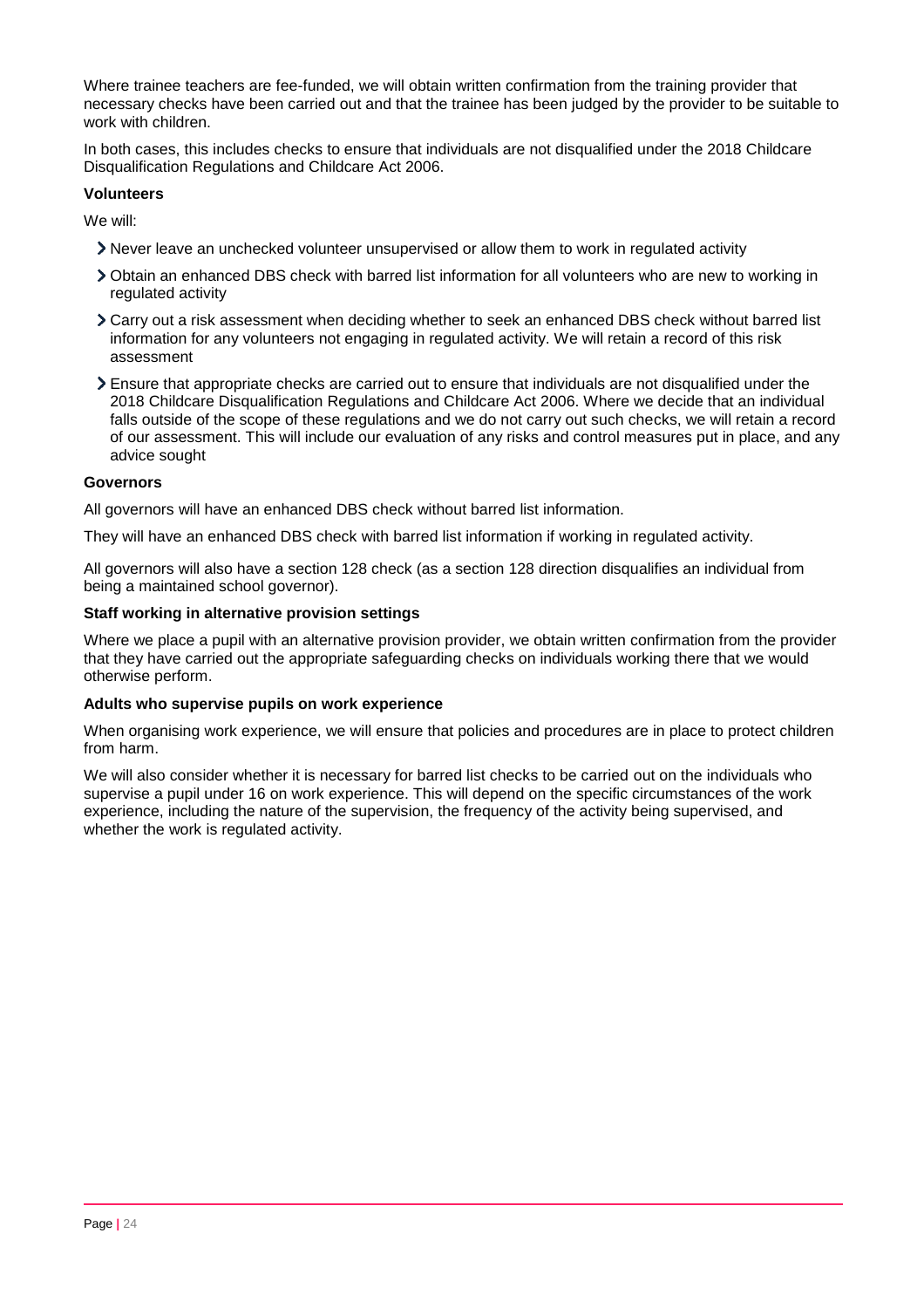Where trainee teachers are fee-funded, we will obtain written confirmation from the training provider that necessary checks have been carried out and that the trainee has been judged by the provider to be suitable to work with children.

In both cases, this includes checks to ensure that individuals are not disqualified under the 2018 Childcare Disqualification Regulations and Childcare Act 2006.

**Volunteers**

We will:

- Never leave an unchecked volunteer unsupervised or allow them to work in regulated activity
- Obtain an enhanced DBS check with barred list information for all volunteers who are new to working in regulated activity
- Carry out a risk assessment when deciding whether to seek an enhanced DBS check without barred list information for any volunteers not engaging in regulated activity. We will retain a record of this risk assessment
- Ensure that appropriate checks are carried out to ensure that individuals are not disqualified under the 2018 Childcare Disqualification Regulations and Childcare Act 2006. Where we decide that an individual falls outside of the scope of these regulations and we do not carry out such checks, we will retain a record of our assessment. This will include our evaluation of any risks and control measures put in place, and any advice sought

**Governors**

All governors will have an enhanced DBS check without barred list information.

They will have an enhanced DBS check with barred list information if working in regulated activity.

All governors will also have a section 128 check (as a section 128 direction disqualifies an individual from being a maintained school governor).

**Staff working in alternative provision settings**

Where we place a pupil with an alternative provision provider, we obtain written confirmation from the provider that they have carried out the appropriate safeguarding checks on individuals working there that we would otherwise perform.

**Adults who supervise pupils on work experience**

When organising work experience, we will ensure that policies and procedures are in place to protect children from harm.

We will also consider whether it is necessary for barred list checks to be carried out on the individuals who supervise a pupil under 16 on work experience. This will depend on the specific circumstances of the work experience, including the nature of the supervision, the frequency of the activity being supervised, and whether the work is regulated activity.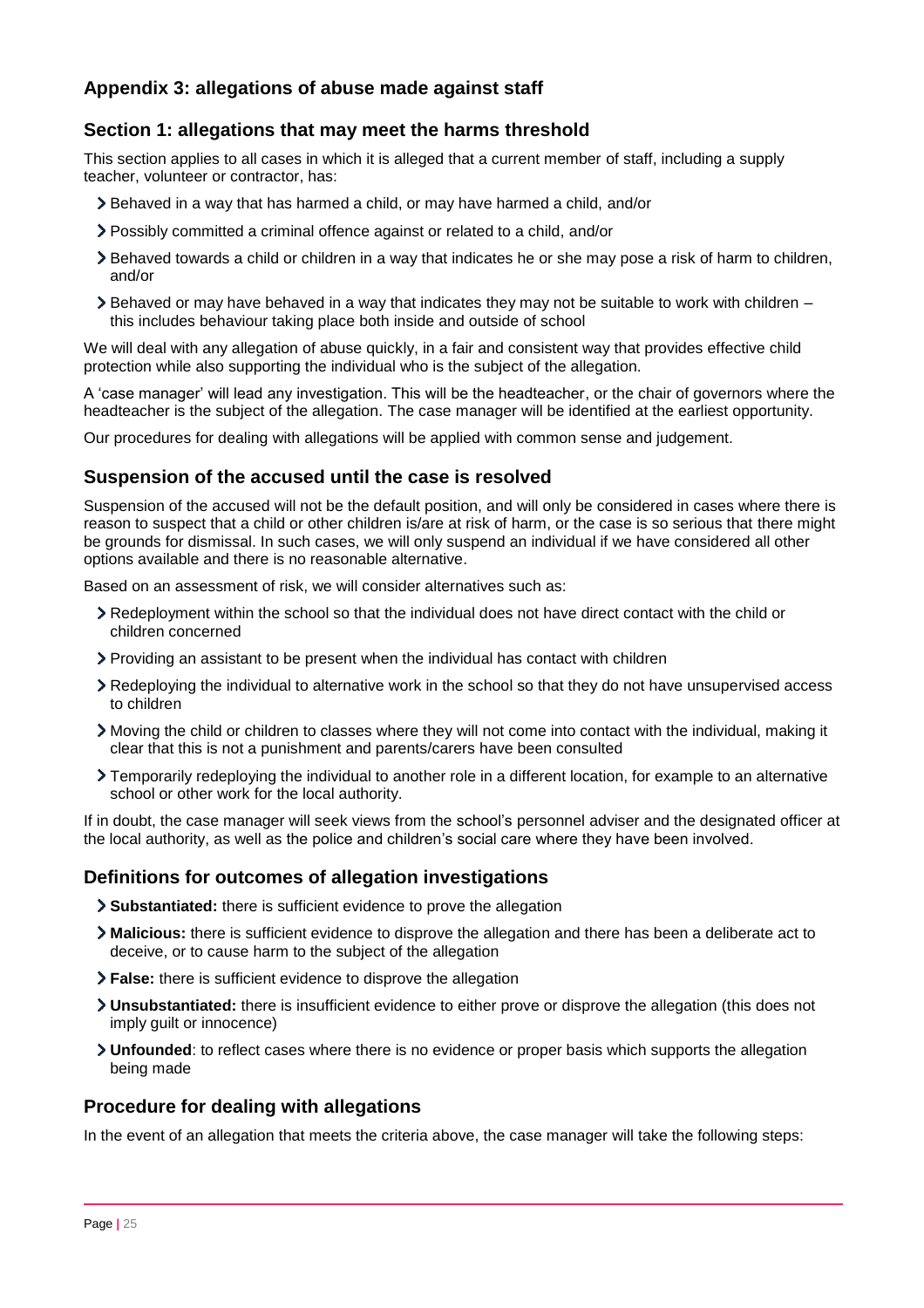## Appendix 3: allegations of abuse made against staff

### Section 1: allegations that may meet the harms threshold

This section applies to all cases in which it is alleged that a current member of staff, including a supply teacher, volunteer or contractor, has:

- Behaved in a way that has harmed a child, or may have harmed a child, and/or
- Possibly committed a criminal offence against or related to a child, and/or
- Behaved towards a child or children in a way that indicates he or she may pose a risk of harm to children, and/or
- Behaved or may have behaved in a way that indicates they may not be suitable to work with children – this includes behaviour taking place both inside and outside of school

We will deal with any allegation of abuse quickly, in a fair and consistent way that provides effective child protection while also supporting the individual who is the subject of the allegation.

A 'case manager' will lead any investigation. This will be the headteacher, or the chair of governors where the headteacher is the subject of the allegation. The case manager will be identified at the earliest opportunity.

Our procedures for dealing with allegations will be applied with common sense and judgement.

### Suspension of the accused until the case is resolved

Suspension of the accused will not be the default position, and will only be considered in cases where there is reason to suspect that a child or other children is/are at risk of harm, or the case is so serious that there might be grounds for dismissal. In such cases, we will only suspend an individual if we have considered all other options available and there is no reasonable alternative.

Based on an assessment of risk, we will consider alternatives such as:

- Redeployment within the school so that the individual does not have direct contact with the child or children concerned
- Providing an assistant to be present when the individual has contact with children
- Redeploying the individual to alternative work in the school so that they do not have unsupervised access to children
- Moving the child or children to classes where they will not come into contact with the individual, making it clear that this is not a punishment and parents/carers have been consulted
- Temporarily redeploying the individual to another role in a different location, for example to an alternative school or other work for the local authority.

If in doubt, the case manager will seek views from the school's personnel adviser and the designated officer at the local authority, as well as the police and children's social care where they have been involved.

### Definitions for outcomes of allegation investigations

- **Substantiated:** there is sufficient evidence to prove the allegation
- **Malicious:** there is sufficient evidence to disprove the allegation and there has been a deliberate act to deceive, or to cause harm to the subject of the allegation
- **False:** there is sufficient evidence to disprove the allegation
- **Unsubstantiated:** there is insufficient evidence to either prove or disprove the allegation (this does not imply guilt or innocence)
- **Unfounded**: to reflect cases where there is no evidence or proper basis which supports the allegation being made

### Procedure for dealing with allegations

In the event of an allegation that meets the criteria above, the case manager will take the following steps: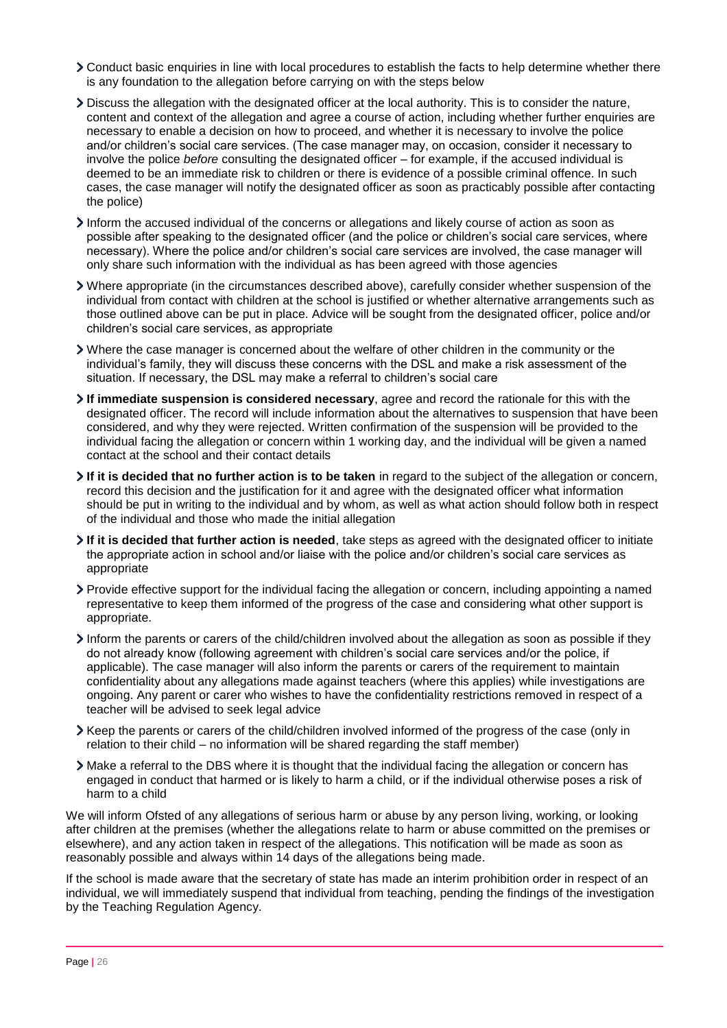- Conduct basic enquiries in line with local procedures to establish the facts to help determine whether there is any foundation to the allegation before carrying on with the steps below
- Discuss the allegation with the designated officer at the local authority. This is to consider the nature, content and context of the allegation and agree a course of action, including whether further enquiries are necessary to enable a decision on how to proceed, and whether it is necessary to involve the police and/or children's social care services. (The case manager may, on occasion, consider it necessary to involve the police *before* consulting the designated officer – for example, if the accused individual is deemed to be an immediate risk to children or there is evidence of a possible criminal offence. In such cases, the case manager will notify the designated officer as soon as practicably possible after contacting the police)
- Inform the accused individual of the concerns or allegations and likely course of action as soon as possible after speaking to the designated officer (and the police or children's social care services, where necessary). Where the police and/or children's social care services are involved, the case manager will only share such information with the individual as has been agreed with those agencies
- Where appropriate (in the circumstances described above), carefully consider whether suspension of the individual from contact with children at the school is justified or whether alternative arrangements such as those outlined above can be put in place. Advice will be sought from the designated officer, police and/or children's social care services, as appropriate
- Where the case manager is concerned about the welfare of other children in the community or the individual's family, they will discuss these concerns with the DSL and make a risk assessment of the situation. If necessary, the DSL may make a referral to children's social care
- **If immediate suspension is considered necessary**, agree and record the rationale for this with the designated officer. The record will include information about the alternatives to suspension that have been considered, and why they were rejected. Written confirmation of the suspension will be provided to the individual facing the allegation or concern within 1 working day, and the individual will be given a named contact at the school and their contact details
- **If it is decided that no further action is to be taken** in regard to the subject of the allegation or concern, record this decision and the justification for it and agree with the designated officer what information should be put in writing to the individual and by whom, as well as what action should follow both in respect of the individual and those who made the initial allegation
- **If it is decided that further action is needed**, take steps as agreed with the designated officer to initiate the appropriate action in school and/or liaise with the police and/or children's social care services as appropriate
- Provide effective support for the individual facing the allegation or concern, including appointing a named representative to keep them informed of the progress of the case and considering what other support is appropriate.
- Inform the parents or carers of the child/children involved about the allegation as soon as possible if they do not already know (following agreement with children's social care services and/or the police, if applicable). The case manager will also inform the parents or carers of the requirement to maintain confidentiality about any allegations made against teachers (where this applies) while investigations are ongoing. Any parent or carer who wishes to have the confidentiality restrictions removed in respect of a teacher will be advised to seek legal advice
- Keep the parents or carers of the child/children involved informed of the progress of the case (only in relation to their child – no information will be shared regarding the staff member)
- Make a referral to the DBS where it is thought that the individual facing the allegation or concern has engaged in conduct that harmed or is likely to harm a child, or if the individual otherwise poses a risk of harm to a child

We will inform Ofsted of any allegations of serious harm or abuse by any person living, working, or looking after children at the premises (whether the allegations relate to harm or abuse committed on the premises or elsewhere), and any action taken in respect of the allegations. This notification will be made as soon as reasonably possible and always within 14 days of the allegations being made.

If the school is made aware that the secretary of state has made an interim prohibition order in respect of an individual, we will immediately suspend that individual from teaching, pending the findings of the investigation by the Teaching Regulation Agency.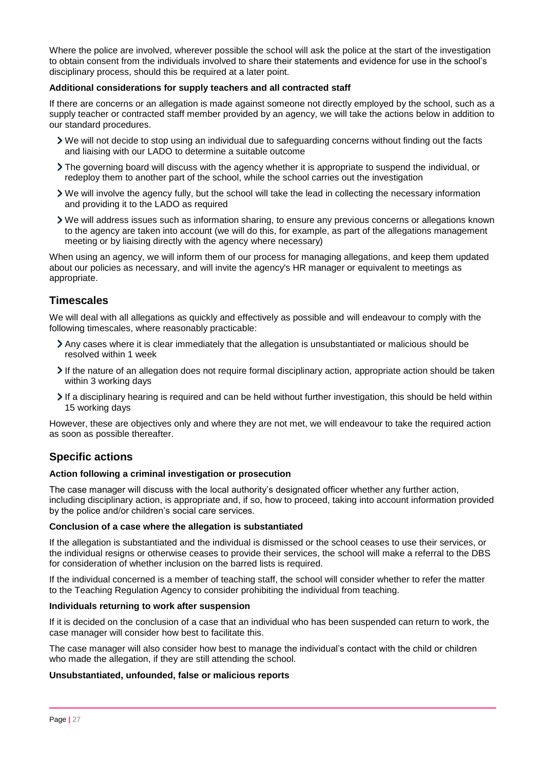Where the police are involved, wherever possible the school will ask the police at the start of the investigation to obtain consent from the individuals involved to share their statements and evidence for use in the school's disciplinary process, should this be required at a later point.

**Additional considerations for supply teachers and all contracted staff**

If there are concerns or an allegation is made against someone not directly employed by the school, such as a supply teacher or contracted staff member provided by an agency, we will take the actions below in addition to our standard procedures.

- We will not decide to stop using an individual due to safeguarding concerns without finding out the facts and liaising with our LADO to determine a suitable outcome
- The governing board will discuss with the agency whether it is appropriate to suspend the individual, or redeploy them to another part of the school, while the school carries out the investigation
- We will involve the agency fully, but the school will take the lead in collecting the necessary information and providing it to the LADO as required
- We will address issues such as information sharing, to ensure any previous concerns or allegations known to the agency are taken into account (we will do this, for example, as part of the allegations management meeting or by liaising directly with the agency where necessary)

When using an agency, we will inform them of our process for managing allegations, and keep them updated about our policies as necessary, and will invite the agency's HR manager or equivalent to meetings as appropriate.

## Timescales

We will deal with all allegations as quickly and effectively as possible and will endeavour to comply with the following timescales, where reasonably practicable:

- Any cases where it is clear immediately that the allegation is unsubstantiated or malicious should be resolved within 1 week
- If the nature of an allegation does not require formal disciplinary action, appropriate action should be taken within 3 working days
- If a disciplinary hearing is required and can be held without further investigation, this should be held within 15 working days

However, these are objectives only and where they are not met, we will endeavour to take the required action as soon as possible thereafter.

## Specific actions

**Action following a criminal investigation or prosecution**

The case manager will discuss with the local authority's designated officer whether any further action, including disciplinary action, is appropriate and, if so, how to proceed, taking into account information provided by the police and/or children's social care services.

**Conclusion of a case where the allegation is substantiated**

If the allegation is substantiated and the individual is dismissed or the school ceases to use their services, or the individual resigns or otherwise ceases to provide their services, the school will make a referral to the DBS for consideration of whether inclusion on the barred lists is required.

If the individual concerned is a member of teaching staff, the school will consider whether to refer the matter to the Teaching Regulation Agency to consider prohibiting the individual from teaching.

**Individuals returning to work after suspension**

If it is decided on the conclusion of a case that an individual who has been suspended can return to work, the case manager will consider how best to facilitate this.

The case manager will also consider how best to manage the individual's contact with the child or children who made the allegation, if they are still attending the school.

**Unsubstantiated, unfounded, false or malicious reports**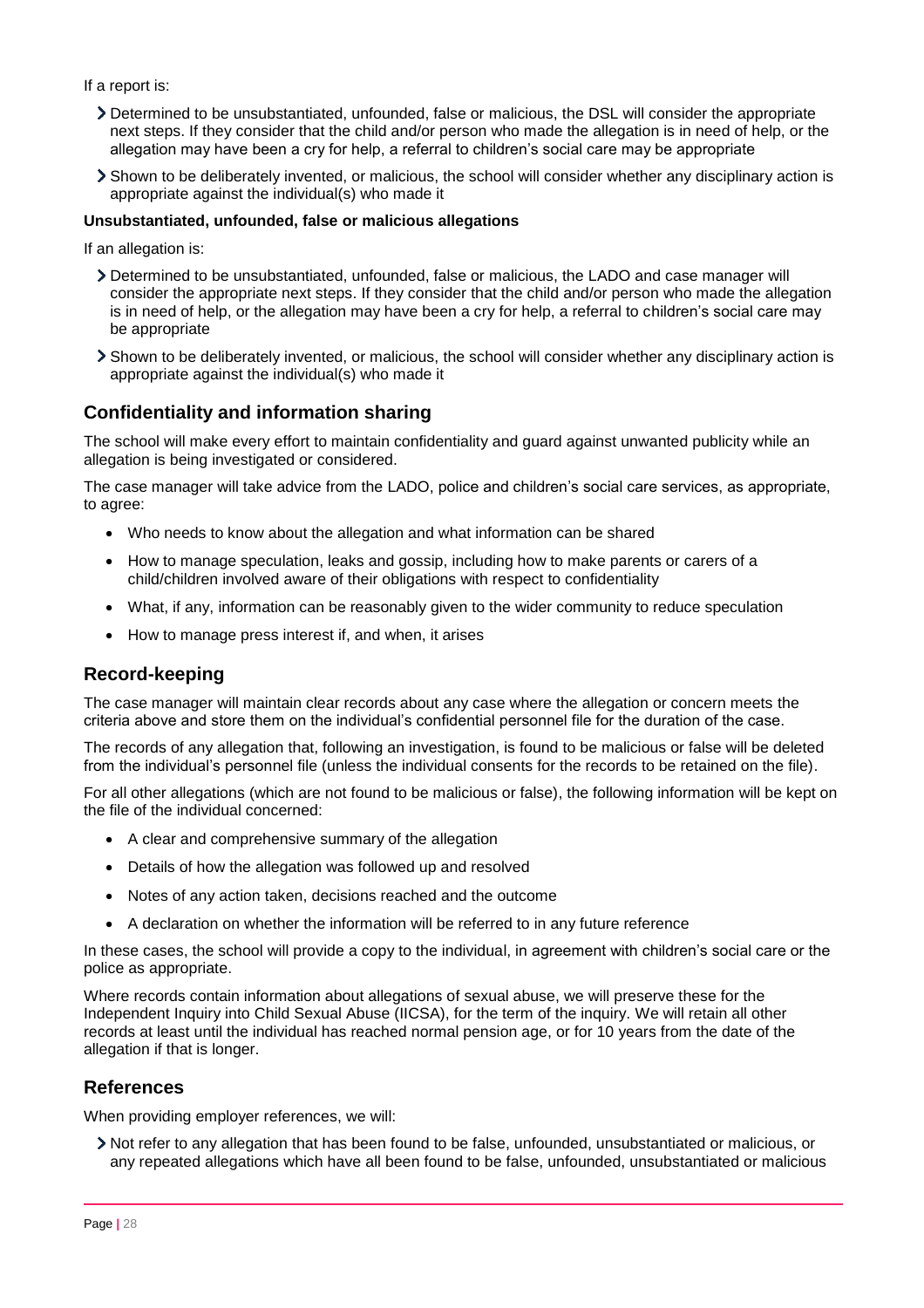If a report is:

- Determined to be unsubstantiated, unfounded, false or malicious, the DSL will consider the appropriate next steps. If they consider that the child and/or person who made the allegation is in need of help, or the allegation may have been a cry for help, a referral to children's social care may be appropriate
- Shown to be deliberately invented, or malicious, the school will consider whether any disciplinary action is appropriate against the individual(s) who made it

**Unsubstantiated, unfounded, false or malicious allegations**

If an allegation is:

- Determined to be unsubstantiated, unfounded, false or malicious, the LADO and case manager will consider the appropriate next steps. If they consider that the child and/or person who made the allegation is in need of help, or the allegation may have been a cry for help, a referral to children's social care may be appropriate
- Shown to be deliberately invented, or malicious, the school will consider whether any disciplinary action is appropriate against the individual(s) who made it

## Confidentiality and information sharing

The school will make every effort to maintain confidentiality and guard against unwanted publicity while an allegation is being investigated or considered.

The case manager will take advice from the LADO, police and children's social care services, as appropriate, to agree:

- Who needs to know about the allegation and what information can be shared
- How to manage speculation, leaks and gossip, including how to make parents or carers of a child/children involved aware of their obligations with respect to confidentiality
- What, if any, information can be reasonably given to the wider community to reduce speculation
- How to manage press interest if, and when, it arises

## Record-keeping

The case manager will maintain clear records about any case where the allegation or concern meets the criteria above and store them on the individual's confidential personnel file for the duration of the case.

The records of any allegation that, following an investigation, is found to be malicious or false will be deleted from the individual's personnel file (unless the individual consents for the records to be retained on the file).

For all other allegations (which are not found to be malicious or false), the following information will be kept on the file of the individual concerned:

- A clear and comprehensive summary of the allegation
- Details of how the allegation was followed up and resolved
- Notes of any action taken, decisions reached and the outcome
- A declaration on whether the information will be referred to in any future reference

In these cases, the school will provide a copy to the individual, in agreement with children's social care or the police as appropriate.

Where records contain information about allegations of sexual abuse, we will preserve these for the Independent Inquiry into Child Sexual Abuse (IICSA), for the term of the inquiry. We will retain all other records at least until the individual has reached normal pension age, or for 10 years from the date of the allegation if that is longer.

## References

When providing employer references, we will:

- Not refer to any allegation that has been found to be false, unfounded, unsubstantiated or malicious, or any repeated allegations which have all been found to be false, unfounded, unsubstantiated or malicious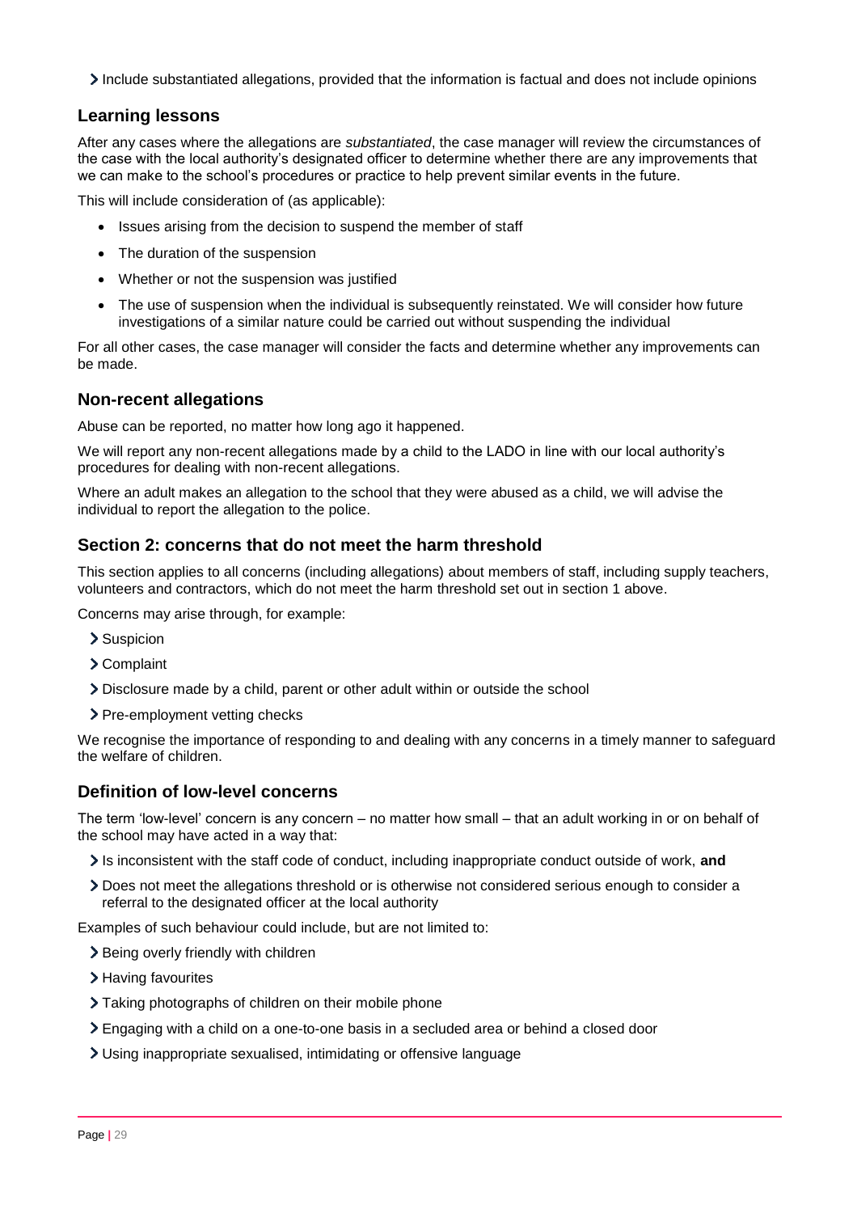- Include substantiated allegations, provided that the information is factual and does not include opinions

### Learning lessons

After any cases where the allegations are *substantiated*, the case manager will review the circumstances of the case with the local authority's designated officer to determine whether there are any improvements that we can make to the school's procedures or practice to help prevent similar events in the future.

This will include consideration of (as applicable):

- Issues arising from the decision to suspend the member of staff
- The duration of the suspension
- Whether or not the suspension was justified
- The use of suspension when the individual is subsequently reinstated. We will consider how future investigations of a similar nature could be carried out without suspending the individual

For all other cases, the case manager will consider the facts and determine whether any improvements can be made.

### Non-recent allegations

Abuse can be reported, no matter how long ago it happened.

We will report any non-recent allegations made by a child to the LADO in line with our local authority's procedures for dealing with non-recent allegations.

Where an adult makes an allegation to the school that they were abused as a child, we will advise the individual to report the allegation to the police.

### Section 2: concerns that do not meet the harm threshold

This section applies to all concerns (including allegations) about members of staff, including supply teachers, volunteers and contractors, which do not meet the harm threshold set out in section 1 above.

Concerns may arise through, for example:

- Suspicion
- Complaint
- Disclosure made by a child, parent or other adult within or outside the school
- Pre-employment vetting checks

We recognise the importance of responding to and dealing with any concerns in a timely manner to safeguard the welfare of children.

### Definition of low-level concerns

The term 'low-level' concern is any concern – no matter how small – that an adult working in or on behalf of the school may have acted in a way that:

- Is inconsistent with the staff code of conduct, including inappropriate conduct outside of work, **and**
- Does not meet the allegations threshold or is otherwise not considered serious enough to consider a referral to the designated officer at the local authority

Examples of such behaviour could include, but are not limited to:

- Being overly friendly with children
- Having favourites
- Taking photographs of children on their mobile phone
- Engaging with a child on a one-to-one basis in a secluded area or behind a closed door
- Using inappropriate sexualised, intimidating or offensive language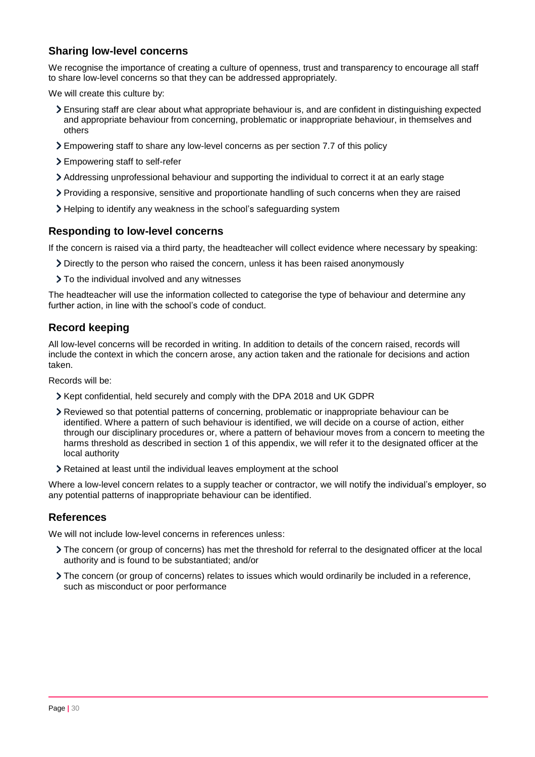## Sharing low-level concerns

We recognise the importance of creating a culture of openness, trust and transparency to encourage all staff to share low-level concerns so that they can be addressed appropriately.

We will create this culture by:

- Ensuring staff are clear about what appropriate behaviour is, and are confident in distinguishing expected and appropriate behaviour from concerning, problematic or inappropriate behaviour, in themselves and others
- Empowering staff to share any low-level concerns as per section 7.7 of this policy
- Empowering staff to self-refer
- Addressing unprofessional behaviour and supporting the individual to correct it at an early stage
- Providing a responsive, sensitive and proportionate handling of such concerns when they are raised
- Helping to identify any weakness in the school's safeguarding system

## Responding to low-level concerns

If the concern is raised via a third party, the headteacher will collect evidence where necessary by speaking:

- Directly to the person who raised the concern, unless it has been raised anonymously
- To the individual involved and any witnesses

The headteacher will use the information collected to categorise the type of behaviour and determine any further action, in line with the school's code of conduct.

## Record keeping

All low-level concerns will be recorded in writing. In addition to details of the concern raised, records will include the context in which the concern arose, any action taken and the rationale for decisions and action taken.

Records will be:

- Kept confidential, held securely and comply with the DPA 2018 and UK GDPR
- Reviewed so that potential patterns of concerning, problematic or inappropriate behaviour can be identified. Where a pattern of such behaviour is identified, we will decide on a course of action, either through our disciplinary procedures or, where a pattern of behaviour moves from a concern to meeting the harms threshold as described in section 1 of this appendix, we will refer it to the designated officer at the local authority
- Retained at least until the individual leaves employment at the school

Where a low-level concern relates to a supply teacher or contractor, we will notify the individual's employer, so any potential patterns of inappropriate behaviour can be identified.

## References

We will not include low-level concerns in references unless:

- The concern (or group of concerns) has met the threshold for referral to the designated officer at the local authority and is found to be substantiated; and/or
- The concern (or group of concerns) relates to issues which would ordinarily be included in a reference, such as misconduct or poor performance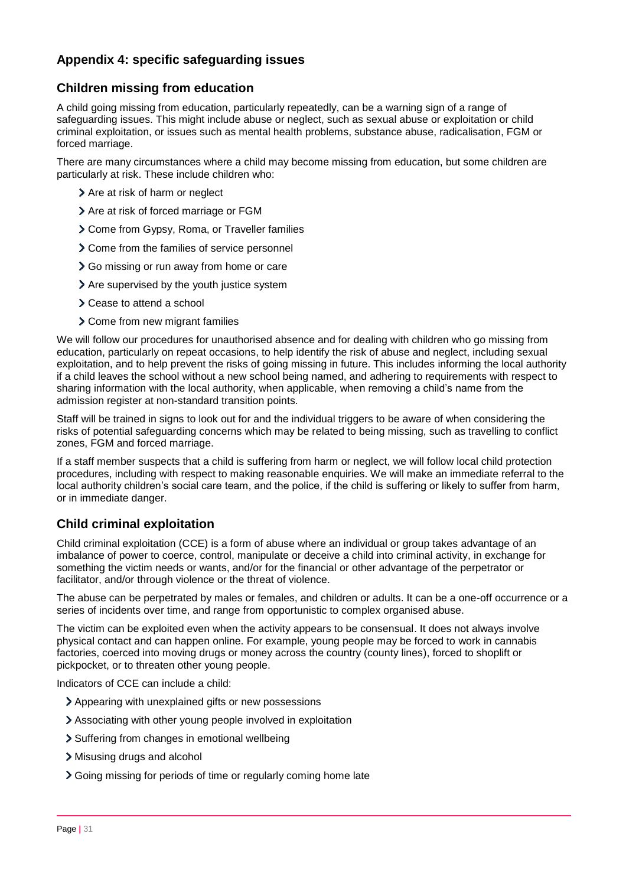## Appendix 4: specific safeguarding issues

### Children missing from education

A child going missing from education, particularly repeatedly, can be a warning sign of a range of safeguarding issues. This might include abuse or neglect, such as sexual abuse or exploitation or child criminal exploitation, or issues such as mental health problems, substance abuse, radicalisation, FGM or forced marriage.

There are many circumstances where a child may become missing from education, but some children are particularly at risk. These include children who:

- Are at risk of harm or neglect
- Are at risk of forced marriage or FGM
- Come from Gypsy, Roma, or Traveller families
- Come from the families of service personnel
- Go missing or run away from home or care
- Are supervised by the youth justice system
- Cease to attend a school
- Come from new migrant families

We will follow our procedures for unauthorised absence and for dealing with children who go missing from education, particularly on repeat occasions, to help identify the risk of abuse and neglect, including sexual exploitation, and to help prevent the risks of going missing in future. This includes informing the local authority if a child leaves the school without a new school being named, and adhering to requirements with respect to sharing information with the local authority, when applicable, when removing a child's name from the admission register at non-standard transition points.

Staff will be trained in signs to look out for and the individual triggers to be aware of when considering the risks of potential safeguarding concerns which may be related to being missing, such as travelling to conflict zones, FGM and forced marriage.

If a staff member suspects that a child is suffering from harm or neglect, we will follow local child protection procedures, including with respect to making reasonable enquiries. We will make an immediate referral to the local authority children's social care team, and the police, if the child is suffering or likely to suffer from harm, or in immediate danger.

### Child criminal exploitation

Child criminal exploitation (CCE) is a form of abuse where an individual or group takes advantage of an imbalance of power to coerce, control, manipulate or deceive a child into criminal activity, in exchange for something the victim needs or wants, and/or for the financial or other advantage of the perpetrator or facilitator, and/or through violence or the threat of violence.

The abuse can be perpetrated by males or females, and children or adults. It can be a one-off occurrence or a series of incidents over time, and range from opportunistic to complex organised abuse.

The victim can be exploited even when the activity appears to be consensual. It does not always involve physical contact and can happen online. For example, young people may be forced to work in cannabis factories, coerced into moving drugs or money across the country (county lines), forced to shoplift or pickpocket, or to threaten other young people.

Indicators of CCE can include a child:

- Appearing with unexplained gifts or new possessions
- Associating with other young people involved in exploitation
- Suffering from changes in emotional wellbeing
- Misusing drugs and alcohol
- Going missing for periods of time or regularly coming home late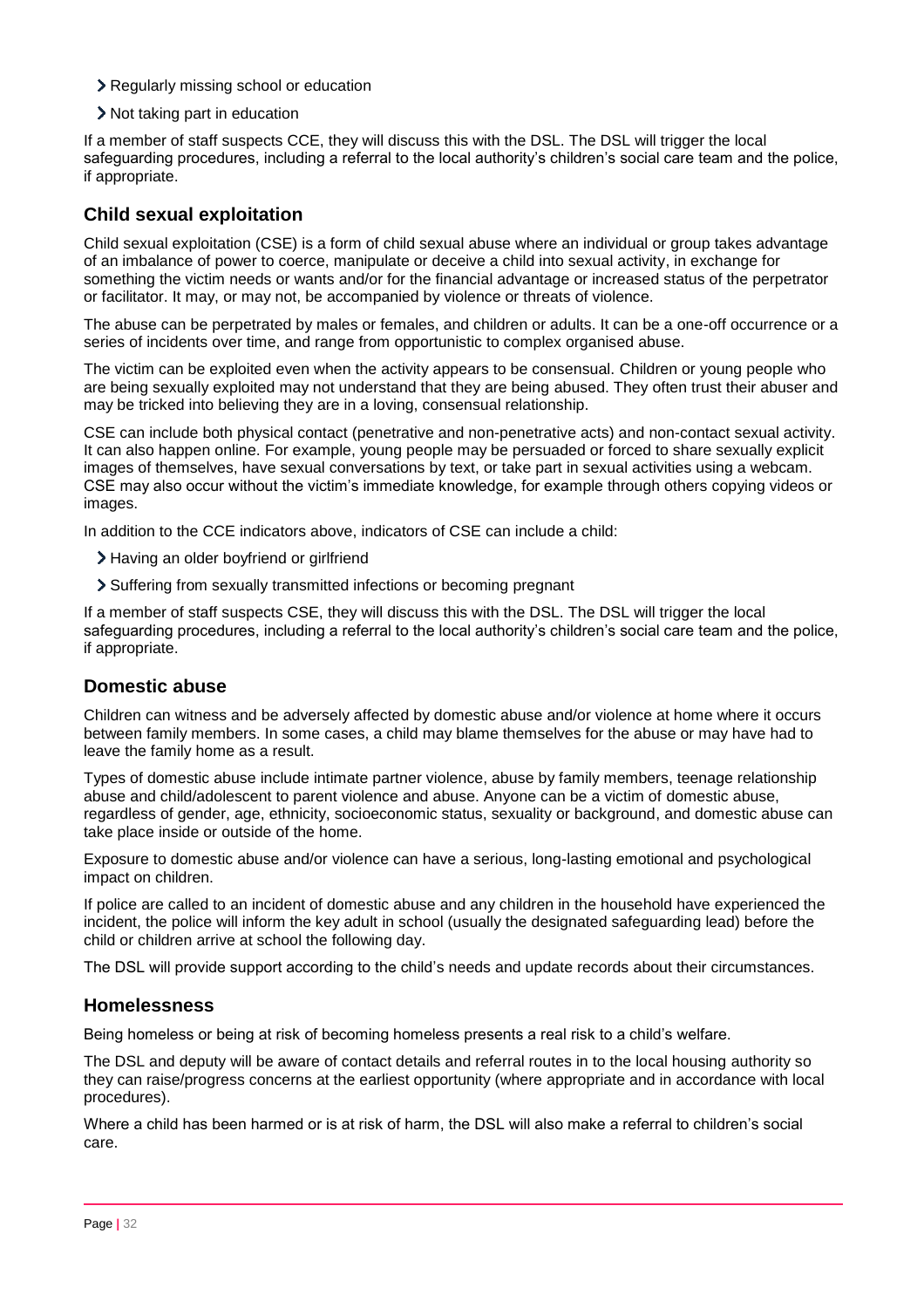- Regularly missing school or education
- Not taking part in education

If a member of staff suspects CCE, they will discuss this with the DSL. The DSL will trigger the local safeguarding procedures, including a referral to the local authority's children's social care team and the police, if appropriate.

## Child sexual exploitation

Child sexual exploitation (CSE) is a form of child sexual abuse where an individual or group takes advantage of an imbalance of power to coerce, manipulate or deceive a child into sexual activity, in exchange for something the victim needs or wants and/or for the financial advantage or increased status of the perpetrator or facilitator. It may, or may not, be accompanied by violence or threats of violence.

The abuse can be perpetrated by males or females, and children or adults. It can be a one-off occurrence or a series of incidents over time, and range from opportunistic to complex organised abuse.

The victim can be exploited even when the activity appears to be consensual. Children or young people who are being sexually exploited may not understand that they are being abused. They often trust their abuser and may be tricked into believing they are in a loving, consensual relationship.

CSE can include both physical contact (penetrative and non-penetrative acts) and non-contact sexual activity. It can also happen online. For example, young people may be persuaded or forced to share sexually explicit images of themselves, have sexual conversations by text, or take part in sexual activities using a webcam. CSE may also occur without the victim's immediate knowledge, for example through others copying videos or images.

In addition to the CCE indicators above, indicators of CSE can include a child:

- Having an older boyfriend or girlfriend
- Suffering from sexually transmitted infections or becoming pregnant

If a member of staff suspects CSE, they will discuss this with the DSL. The DSL will trigger the local safeguarding procedures, including a referral to the local authority's children's social care team and the police, if appropriate.

## Domestic abuse

Children can witness and be adversely affected by domestic abuse and/or violence at home where it occurs between family members. In some cases, a child may blame themselves for the abuse or may have had to leave the family home as a result.

Types of domestic abuse include intimate partner violence, abuse by family members, teenage relationship abuse and child/adolescent to parent violence and abuse. Anyone can be a victim of domestic abuse, regardless of gender, age, ethnicity, socioeconomic status, sexuality or background, and domestic abuse can take place inside or outside of the home.

Exposure to domestic abuse and/or violence can have a serious, long-lasting emotional and psychological impact on children.

If police are called to an incident of domestic abuse and any children in the household have experienced the incident, the police will inform the key adult in school (usually the designated safeguarding lead) before the child or children arrive at school the following day.

The DSL will provide support according to the child's needs and update records about their circumstances.

## Homelessness

Being homeless or being at risk of becoming homeless presents a real risk to a child's welfare.

The DSL and deputy will be aware of contact details and referral routes in to the local housing authority so they can raise/progress concerns at the earliest opportunity (where appropriate and in accordance with local procedures).

Where a child has been harmed or is at risk of harm, the DSL will also make a referral to children's social care.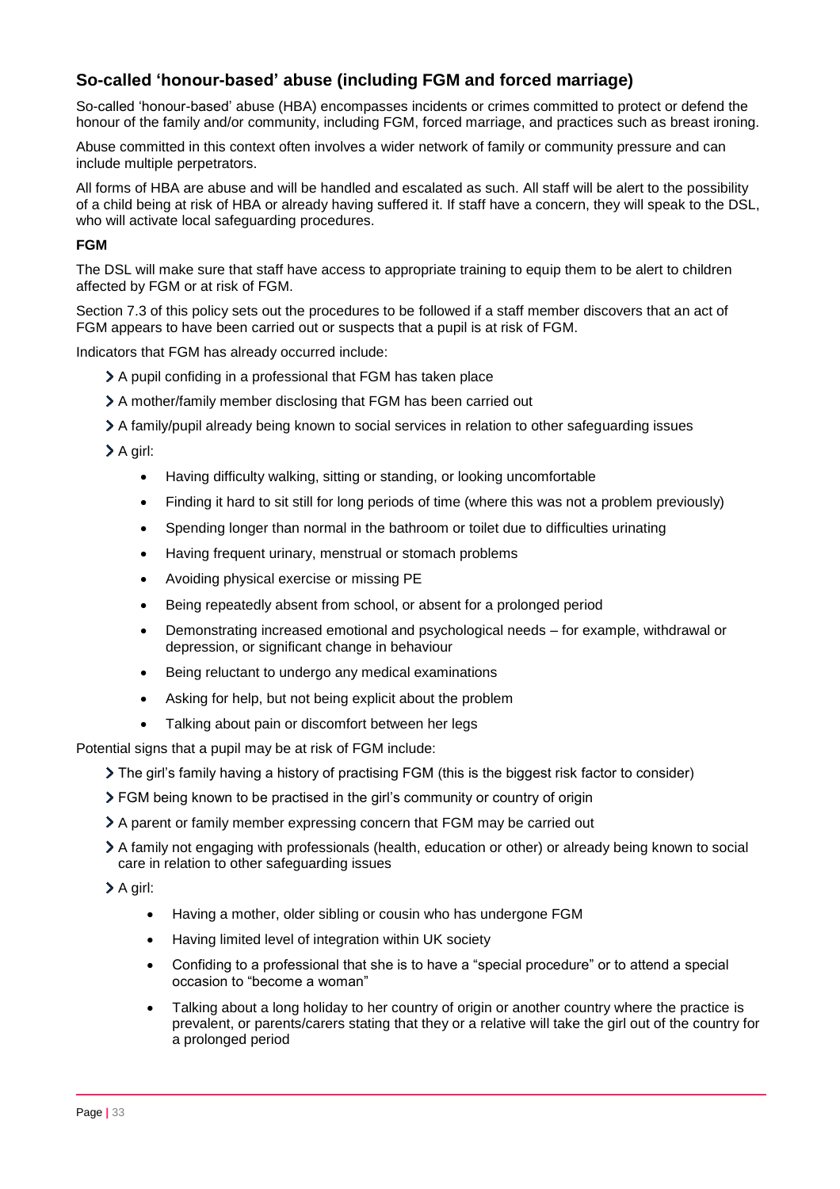## So-called 'honour-based' abuse (including FGM and forced marriage)

So-called 'honour-based' abuse (HBA) encompasses incidents or crimes committed to protect or defend the honour of the family and/or community, including FGM, forced marriage, and practices such as breast ironing.

Abuse committed in this context often involves a wider network of family or community pressure and can include multiple perpetrators.

All forms of HBA are abuse and will be handled and escalated as such. All staff will be alert to the possibility of a child being at risk of HBA or already having suffered it. If staff have a concern, they will speak to the DSL, who will activate local safeguarding procedures.

**FGM**

The DSL will make sure that staff have access to appropriate training to equip them to be alert to children affected by FGM or at risk of FGM.

Section 7.3 of this policy sets out the procedures to be followed if a staff member discovers that an act of FGM appears to have been carried out or suspects that a pupil is at risk of FGM.

Indicators that FGM has already occurred include:

- A pupil confiding in a professional that FGM has taken place
- A mother/family member disclosing that FGM has been carried out
- A family/pupil already being known to social services in relation to other safeguarding issues
- A girl:
  - Having difficulty walking, sitting or standing, or looking uncomfortable
  - Finding it hard to sit still for long periods of time (where this was not a problem previously)
  - Spending longer than normal in the bathroom or toilet due to difficulties urinating
  - Having frequent urinary, menstrual or stomach problems
  - Avoiding physical exercise or missing PE
  - Being repeatedly absent from school, or absent for a prolonged period
  - Demonstrating increased emotional and psychological needs – for example, withdrawal or depression, or significant change in behaviour
  - Being reluctant to undergo any medical examinations
  - Asking for help, but not being explicit about the problem
  - Talking about pain or discomfort between her legs

Potential signs that a pupil may be at risk of FGM include:

- The girl's family having a history of practising FGM (this is the biggest risk factor to consider)
- FGM being known to be practised in the girl's community or country of origin
- A parent or family member expressing concern that FGM may be carried out
- A family not engaging with professionals (health, education or other) or already being known to social care in relation to other safeguarding issues
- A girl:
  - Having a mother, older sibling or cousin who has undergone FGM
  - Having limited level of integration within UK society
  - Confiding to a professional that she is to have a "special procedure" or to attend a special occasion to "become a woman"
  - Talking about a long holiday to her country of origin or another country where the practice is prevalent, or parents/carers stating that they or a relative will take the girl out of the country for a prolonged period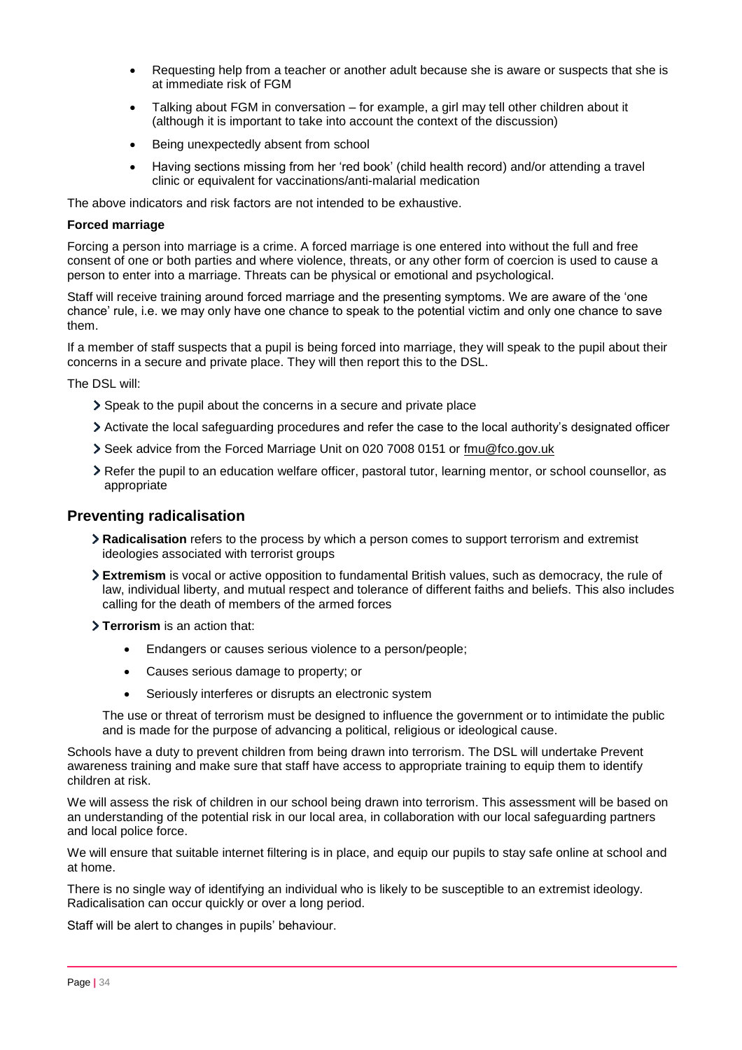- Requesting help from a teacher or another adult because she is aware or suspects that she is at immediate risk of FGM
- Talking about FGM in conversation – for example, a girl may tell other children about it (although it is important to take into account the context of the discussion)
- Being unexpectedly absent from school
- Having sections missing from her 'red book' (child health record) and/or attending a travel clinic or equivalent for vaccinations/anti-malarial medication

The above indicators and risk factors are not intended to be exhaustive.

**Forced marriage**

Forcing a person into marriage is a crime. A forced marriage is one entered into without the full and free consent of one or both parties and where violence, threats, or any other form of coercion is used to cause a person to enter into a marriage. Threats can be physical or emotional and psychological.

Staff will receive training around forced marriage and the presenting symptoms. We are aware of the 'one chance' rule, i.e. we may only have one chance to speak to the potential victim and only one chance to save them.

If a member of staff suspects that a pupil is being forced into marriage, they will speak to the pupil about their concerns in a secure and private place. They will then report this to the DSL.

The DSL will:

- Speak to the pupil about the concerns in a secure and private place
- Activate the local safeguarding procedures and refer the case to the local authority's designated officer
- Seek advice from the Forced Marriage Unit on 020 7008 0151 or fmu@fco.gov.uk
- Refer the pupil to an education welfare officer, pastoral tutor, learning mentor, or school counsellor, as appropriate

## Preventing radicalisation

- **Radicalisation** refers to the process by which a person comes to support terrorism and extremist ideologies associated with terrorist groups
- **Extremism** is vocal or active opposition to fundamental British values, such as democracy, the rule of law, individual liberty, and mutual respect and tolerance of different faiths and beliefs. This also includes calling for the death of members of the armed forces
- **Terrorism** is an action that:
  - Endangers or causes serious violence to a person/people;
  - Causes serious damage to property; or
  - Seriously interferes or disrupts an electronic system

  The use or threat of terrorism must be designed to influence the government or to intimidate the public and is made for the purpose of advancing a political, religious or ideological cause.

Schools have a duty to prevent children from being drawn into terrorism. The DSL will undertake Prevent awareness training and make sure that staff have access to appropriate training to equip them to identify children at risk.

We will assess the risk of children in our school being drawn into terrorism. This assessment will be based on an understanding of the potential risk in our local area, in collaboration with our local safeguarding partners and local police force.

We will ensure that suitable internet filtering is in place, and equip our pupils to stay safe online at school and at home.

There is no single way of identifying an individual who is likely to be susceptible to an extremist ideology. Radicalisation can occur quickly or over a long period.

Staff will be alert to changes in pupils' behaviour.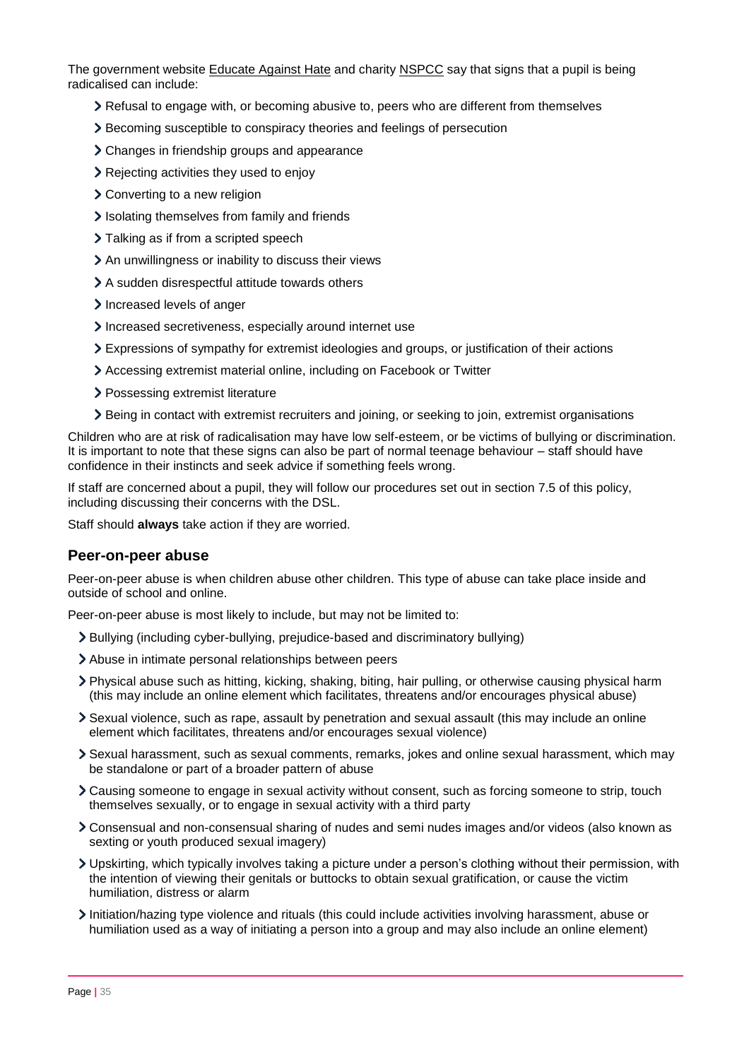The government website Educate Against Hate and charity NSPCC say that signs that a pupil is being radicalised can include:

- Refusal to engage with, or becoming abusive to, peers who are different from themselves
- Becoming susceptible to conspiracy theories and feelings of persecution
- Changes in friendship groups and appearance
- Rejecting activities they used to enjoy
- Converting to a new religion
- Isolating themselves from family and friends
- Talking as if from a scripted speech
- An unwillingness or inability to discuss their views
- A sudden disrespectful attitude towards others
- Increased levels of anger
- Increased secretiveness, especially around internet use
- Expressions of sympathy for extremist ideologies and groups, or justification of their actions
- Accessing extremist material online, including on Facebook or Twitter
- Possessing extremist literature
- Being in contact with extremist recruiters and joining, or seeking to join, extremist organisations

Children who are at risk of radicalisation may have low self-esteem, or be victims of bullying or discrimination. It is important to note that these signs can also be part of normal teenage behaviour – staff should have confidence in their instincts and seek advice if something feels wrong.

If staff are concerned about a pupil, they will follow our procedures set out in section 7.5 of this policy, including discussing their concerns with the DSL.

Staff should **always** take action if they are worried.

## Peer-on-peer abuse

Peer-on-peer abuse is when children abuse other children. This type of abuse can take place inside and outside of school and online.

Peer-on-peer abuse is most likely to include, but may not be limited to:

- Bullying (including cyber-bullying, prejudice-based and discriminatory bullying)
- Abuse in intimate personal relationships between peers
- Physical abuse such as hitting, kicking, shaking, biting, hair pulling, or otherwise causing physical harm (this may include an online element which facilitates, threatens and/or encourages physical abuse)
- Sexual violence, such as rape, assault by penetration and sexual assault (this may include an online element which facilitates, threatens and/or encourages sexual violence)
- Sexual harassment, such as sexual comments, remarks, jokes and online sexual harassment, which may be standalone or part of a broader pattern of abuse
- Causing someone to engage in sexual activity without consent, such as forcing someone to strip, touch themselves sexually, or to engage in sexual activity with a third party
- Consensual and non-consensual sharing of nudes and semi nudes images and/or videos (also known as sexting or youth produced sexual imagery)
- Upskirting, which typically involves taking a picture under a person's clothing without their permission, with the intention of viewing their genitals or buttocks to obtain sexual gratification, or cause the victim humiliation, distress or alarm
- Initiation/hazing type violence and rituals (this could include activities involving harassment, abuse or humiliation used as a way of initiating a person into a group and may also include an online element)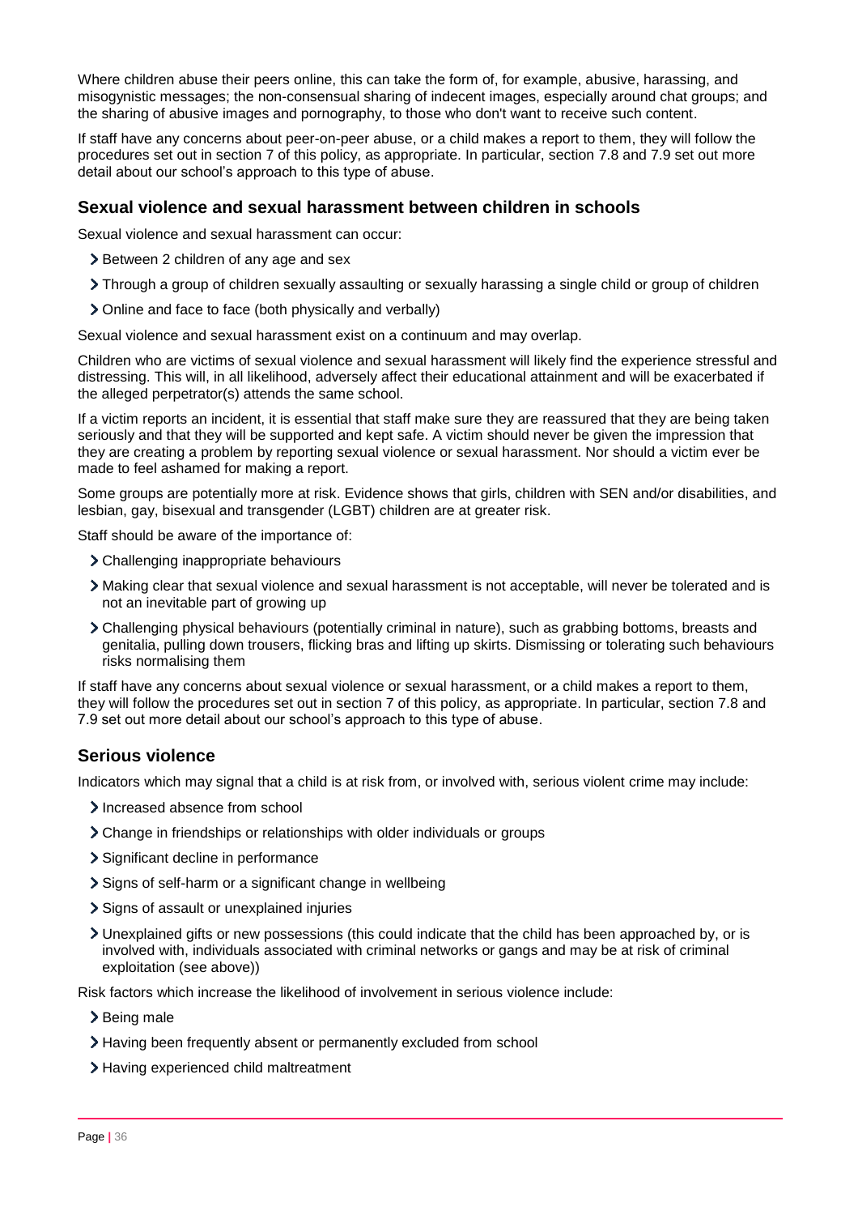Where children abuse their peers online, this can take the form of, for example, abusive, harassing, and misogynistic messages; the non-consensual sharing of indecent images, especially around chat groups; and the sharing of abusive images and pornography, to those who don't want to receive such content.

If staff have any concerns about peer-on-peer abuse, or a child makes a report to them, they will follow the procedures set out in section 7 of this policy, as appropriate. In particular, section 7.8 and 7.9 set out more detail about our school's approach to this type of abuse.

### Sexual violence and sexual harassment between children in schools

Sexual violence and sexual harassment can occur:

- Between 2 children of any age and sex
- Through a group of children sexually assaulting or sexually harassing a single child or group of children
- Online and face to face (both physically and verbally)

Sexual violence and sexual harassment exist on a continuum and may overlap.

Children who are victims of sexual violence and sexual harassment will likely find the experience stressful and distressing. This will, in all likelihood, adversely affect their educational attainment and will be exacerbated if the alleged perpetrator(s) attends the same school.

If a victim reports an incident, it is essential that staff make sure they are reassured that they are being taken seriously and that they will be supported and kept safe. A victim should never be given the impression that they are creating a problem by reporting sexual violence or sexual harassment. Nor should a victim ever be made to feel ashamed for making a report.

Some groups are potentially more at risk. Evidence shows that girls, children with SEN and/or disabilities, and lesbian, gay, bisexual and transgender (LGBT) children are at greater risk.

Staff should be aware of the importance of:

- Challenging inappropriate behaviours
- Making clear that sexual violence and sexual harassment is not acceptable, will never be tolerated and is not an inevitable part of growing up
- Challenging physical behaviours (potentially criminal in nature), such as grabbing bottoms, breasts and genitalia, pulling down trousers, flicking bras and lifting up skirts. Dismissing or tolerating such behaviours risks normalising them

If staff have any concerns about sexual violence or sexual harassment, or a child makes a report to them, they will follow the procedures set out in section 7 of this policy, as appropriate. In particular, section 7.8 and 7.9 set out more detail about our school's approach to this type of abuse.

### Serious violence

Indicators which may signal that a child is at risk from, or involved with, serious violent crime may include:

- Increased absence from school
- Change in friendships or relationships with older individuals or groups
- Significant decline in performance
- Signs of self-harm or a significant change in wellbeing
- Signs of assault or unexplained injuries
- Unexplained gifts or new possessions (this could indicate that the child has been approached by, or is involved with, individuals associated with criminal networks or gangs and may be at risk of criminal exploitation (see above))

Risk factors which increase the likelihood of involvement in serious violence include:

- Being male
- Having been frequently absent or permanently excluded from school
- Having experienced child maltreatment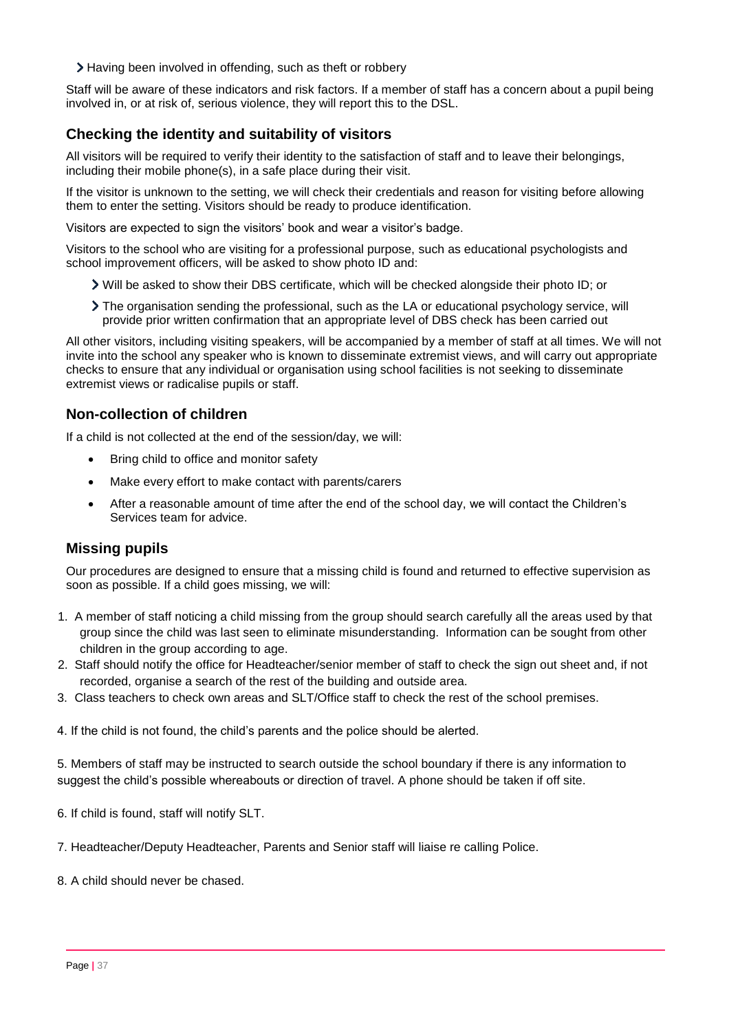- Having been involved in offending, such as theft or robbery

Staff will be aware of these indicators and risk factors. If a member of staff has a concern about a pupil being involved in, or at risk of, serious violence, they will report this to the DSL.

### Checking the identity and suitability of visitors

All visitors will be required to verify their identity to the satisfaction of staff and to leave their belongings, including their mobile phone(s), in a safe place during their visit.

If the visitor is unknown to the setting, we will check their credentials and reason for visiting before allowing them to enter the setting. Visitors should be ready to produce identification.

Visitors are expected to sign the visitors' book and wear a visitor's badge.

Visitors to the school who are visiting for a professional purpose, such as educational psychologists and school improvement officers, will be asked to show photo ID and:

- Will be asked to show their DBS certificate, which will be checked alongside their photo ID; or
- The organisation sending the professional, such as the LA or educational psychology service, will provide prior written confirmation that an appropriate level of DBS check has been carried out

All other visitors, including visiting speakers, will be accompanied by a member of staff at all times. We will not invite into the school any speaker who is known to disseminate extremist views, and will carry out appropriate checks to ensure that any individual or organisation using school facilities is not seeking to disseminate extremist views or radicalise pupils or staff.

### Non-collection of children

If a child is not collected at the end of the session/day, we will:

- Bring child to office and monitor safety
- Make every effort to make contact with parents/carers
- After a reasonable amount of time after the end of the school day, we will contact the Children's Services team for advice.

### Missing pupils

Our procedures are designed to ensure that a missing child is found and returned to effective supervision as soon as possible. If a child goes missing, we will:

1. A member of staff noticing a child missing from the group should search carefully all the areas used by that group since the child was last seen to eliminate misunderstanding. Information can be sought from other children in the group according to age.
2. Staff should notify the office for Headteacher/senior member of staff to check the sign out sheet and, if not recorded, organise a search of the rest of the building and outside area.
3. Class teachers to check own areas and SLT/Office staff to check the rest of the school premises.
4. If the child is not found, the child's parents and the police should be alerted.
5. Members of staff may be instructed to search outside the school boundary if there is any information to suggest the child's possible whereabouts or direction of travel. A phone should be taken if off site.
6. If child is found, staff will notify SLT.
7. Headteacher/Deputy Headteacher, Parents and Senior staff will liaise re calling Police.
8. A child should never be chased.